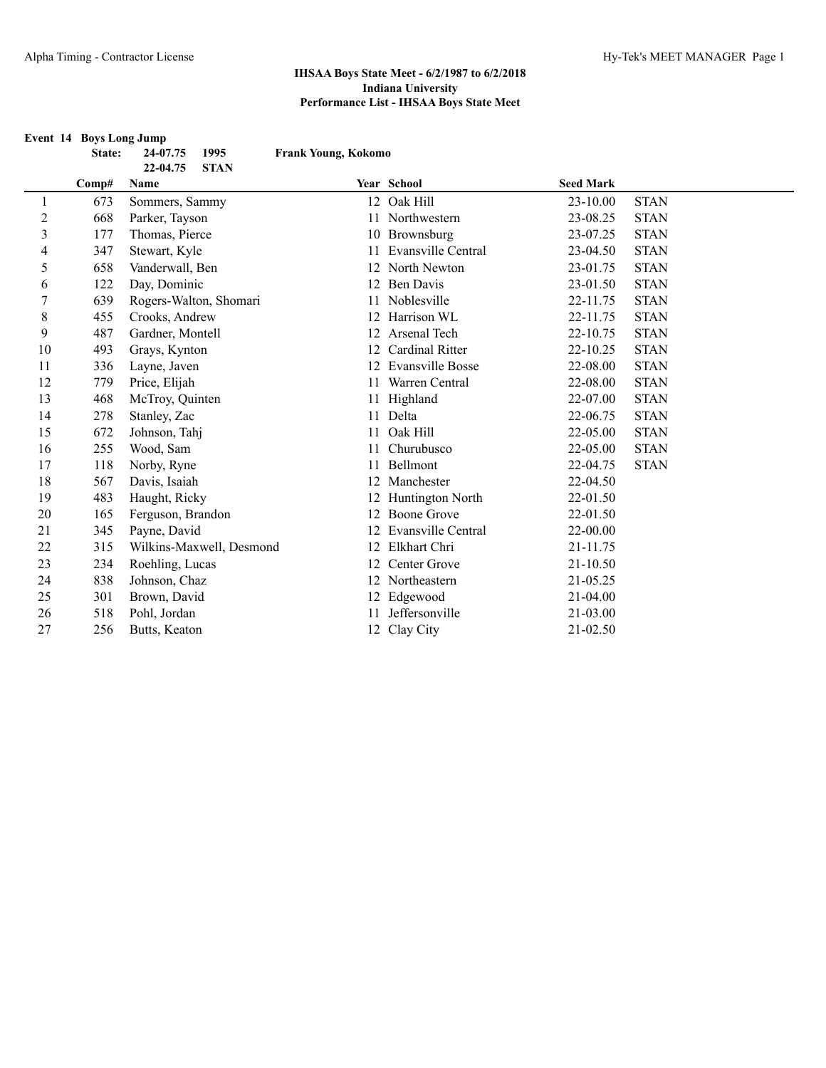**IHSAA Boys State Meet - 6/2/1987 to 6/2/2018**
**Indiana University**
**Performance List - IHSAA Boys State Meet**

**Event 14 Boys Long Jump**

| | | | | |
|---|---|---|---|---|
| State: | 24-07.75 | 1995 | Frank Young, Kokomo | |
| | 22-04.75 | STAN | | |

| | Comp# | Name | Year | School | Seed Mark | |
|---|---|---|---|---|---|---|
| 1 | 673 | Sommers, Sammy | 12 | Oak Hill | 23-10.00 | STAN |
| 2 | 668 | Parker, Tayson | 11 | Northwestern | 23-08.25 | STAN |
| 3 | 177 | Thomas, Pierce | 10 | Brownsburg | 23-07.25 | STAN |
| 4 | 347 | Stewart, Kyle | 11 | Evansville Central | 23-04.50 | STAN |
| 5 | 658 | Vanderwall, Ben | 12 | North Newton | 23-01.75 | STAN |
| 6 | 122 | Day, Dominic | 12 | Ben Davis | 23-01.50 | STAN |
| 7 | 639 | Rogers-Walton, Shomari | 11 | Noblesville | 22-11.75 | STAN |
| 8 | 455 | Crooks, Andrew | 12 | Harrison WL | 22-11.75 | STAN |
| 9 | 487 | Gardner, Montell | 12 | Arsenal Tech | 22-10.75 | STAN |
| 10 | 493 | Grays, Kynton | 12 | Cardinal Ritter | 22-10.25 | STAN |
| 11 | 336 | Layne, Javen | 12 | Evansville Bosse | 22-08.00 | STAN |
| 12 | 779 | Price, Elijah | 11 | Warren Central | 22-08.00 | STAN |
| 13 | 468 | McTroy, Quinten | 11 | Highland | 22-07.00 | STAN |
| 14 | 278 | Stanley, Zac | 11 | Delta | 22-06.75 | STAN |
| 15 | 672 | Johnson, Tahj | 11 | Oak Hill | 22-05.00 | STAN |
| 16 | 255 | Wood, Sam | 11 | Churubusco | 22-05.00 | STAN |
| 17 | 118 | Norby, Ryne | 11 | Bellmont | 22-04.75 | STAN |
| 18 | 567 | Davis, Isaiah | 12 | Manchester | 22-04.50 | |
| 19 | 483 | Haught, Ricky | 12 | Huntington North | 22-01.50 | |
| 20 | 165 | Ferguson, Brandon | 12 | Boone Grove | 22-01.50 | |
| 21 | 345 | Payne, David | 12 | Evansville Central | 22-00.00 | |
| 22 | 315 | Wilkins-Maxwell, Desmond | 12 | Elkhart Chri | 21-11.75 | |
| 23 | 234 | Roehling, Lucas | 12 | Center Grove | 21-10.50 | |
| 24 | 838 | Johnson, Chaz | 12 | Northeastern | 21-05.25 | |
| 25 | 301 | Brown, David | 12 | Edgewood | 21-04.00 | |
| 26 | 518 | Pohl, Jordan | 11 | Jeffersonville | 21-03.00 | |
| 27 | 256 | Butts, Keaton | 12 | Clay City | 21-02.50 | |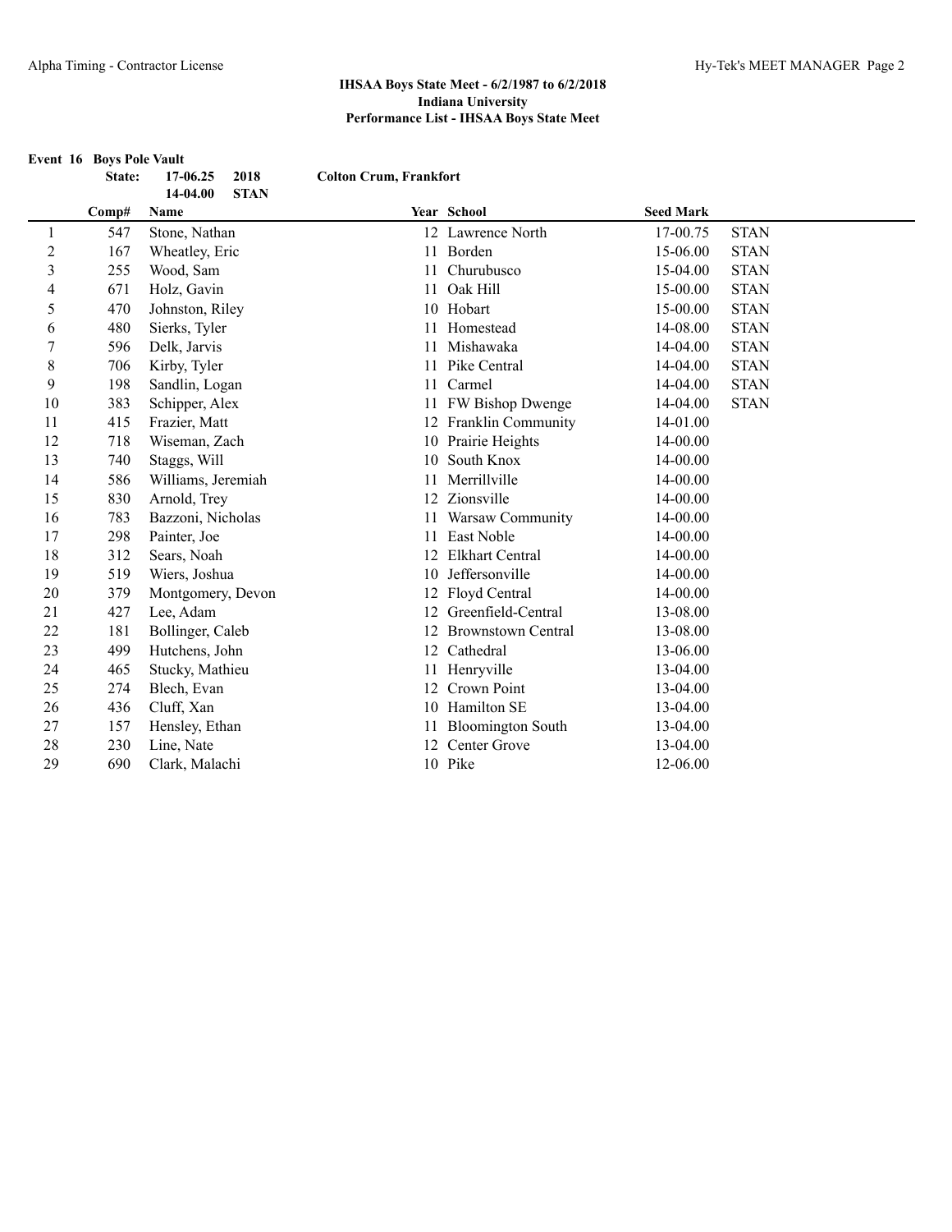**IHSAA Boys State Meet - 6/2/1987 to 6/2/2018**
**Indiana University**
**Performance List - IHSAA Boys State Meet**

**Event 16 Boys Pole Vault**

| | | | | |
|---|---|---|---|---|
| State: | 17-06.25 | 2018 | Colton Crum, Frankfort | |
| | 14-04.00 | STAN | | |

| | Comp# | Name | Year | School | Seed Mark | |
|---|---|---|---|---|---|---|
| 1 | 547 | Stone, Nathan | 12 | Lawrence North | 17-00.75 | STAN |
| 2 | 167 | Wheatley, Eric | 11 | Borden | 15-06.00 | STAN |
| 3 | 255 | Wood, Sam | 11 | Churubusco | 15-04.00 | STAN |
| 4 | 671 | Holz, Gavin | 11 | Oak Hill | 15-00.00 | STAN |
| 5 | 470 | Johnston, Riley | 10 | Hobart | 15-00.00 | STAN |
| 6 | 480 | Sierks, Tyler | 11 | Homestead | 14-08.00 | STAN |
| 7 | 596 | Delk, Jarvis | 11 | Mishawaka | 14-04.00 | STAN |
| 8 | 706 | Kirby, Tyler | 11 | Pike Central | 14-04.00 | STAN |
| 9 | 198 | Sandlin, Logan | 11 | Carmel | 14-04.00 | STAN |
| 10 | 383 | Schipper, Alex | 11 | FW Bishop Dwenge | 14-04.00 | STAN |
| 11 | 415 | Frazier, Matt | 12 | Franklin Community | 14-01.00 | |
| 12 | 718 | Wiseman, Zach | 10 | Prairie Heights | 14-00.00 | |
| 13 | 740 | Staggs, Will | 10 | South Knox | 14-00.00 | |
| 14 | 586 | Williams, Jeremiah | 11 | Merrillville | 14-00.00 | |
| 15 | 830 | Arnold, Trey | 12 | Zionsville | 14-00.00 | |
| 16 | 783 | Bazzoni, Nicholas | 11 | Warsaw Community | 14-00.00 | |
| 17 | 298 | Painter, Joe | 11 | East Noble | 14-00.00 | |
| 18 | 312 | Sears, Noah | 12 | Elkhart Central | 14-00.00 | |
| 19 | 519 | Wiers, Joshua | 10 | Jeffersonville | 14-00.00 | |
| 20 | 379 | Montgomery, Devon | 12 | Floyd Central | 14-00.00 | |
| 21 | 427 | Lee, Adam | 12 | Greenfield-Central | 13-08.00 | |
| 22 | 181 | Bollinger, Caleb | 12 | Brownstown Central | 13-08.00 | |
| 23 | 499 | Hutchens, John | 12 | Cathedral | 13-06.00 | |
| 24 | 465 | Stucky, Mathieu | 11 | Henryville | 13-04.00 | |
| 25 | 274 | Blech, Evan | 12 | Crown Point | 13-04.00 | |
| 26 | 436 | Cluff, Xan | 10 | Hamilton SE | 13-04.00 | |
| 27 | 157 | Hensley, Ethan | 11 | Bloomington South | 13-04.00 | |
| 28 | 230 | Line, Nate | 12 | Center Grove | 13-04.00 | |
| 29 | 690 | Clark, Malachi | 10 | Pike | 12-06.00 | |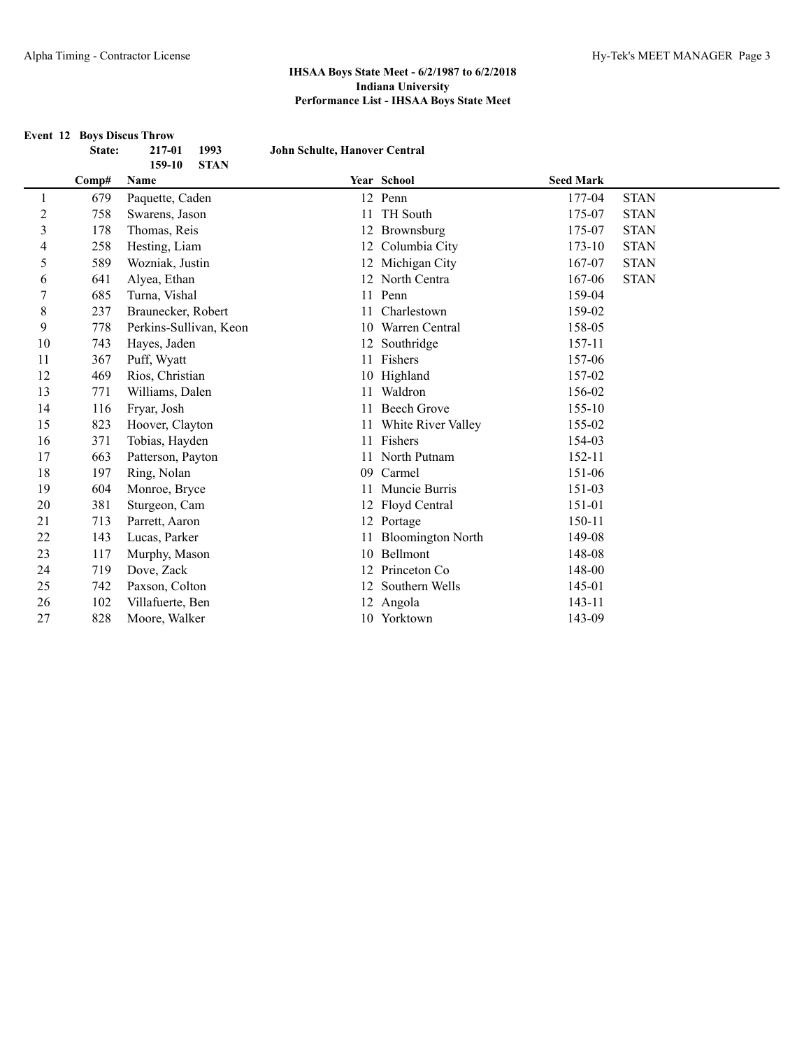## IHSAA Boys State Meet - 6/2/1987 to 6/2/2018
## Indiana University
## Performance List - IHSAA Boys State Meet

**Event 12 Boys Discus Throw**

**State: 217-01 1993 John Schulte, Hanover Central**
**159-10 STAN**

| | Comp# | Name | Year | School | Seed Mark | |
|---|---|---|---|---|---|---|
| 1 | 679 | Paquette, Caden | 12 | Penn | 177-04 | STAN |
| 2 | 758 | Swarens, Jason | 11 | TH South | 175-07 | STAN |
| 3 | 178 | Thomas, Reis | 12 | Brownsburg | 175-07 | STAN |
| 4 | 258 | Hesting, Liam | 12 | Columbia City | 173-10 | STAN |
| 5 | 589 | Wozniak, Justin | 12 | Michigan City | 167-07 | STAN |
| 6 | 641 | Alyea, Ethan | 12 | North Centra | 167-06 | STAN |
| 7 | 685 | Turna, Vishal | 11 | Penn | 159-04 | |
| 8 | 237 | Braunecker, Robert | 11 | Charlestown | 159-02 | |
| 9 | 778 | Perkins-Sullivan, Keon | 10 | Warren Central | 158-05 | |
| 10 | 743 | Hayes, Jaden | 12 | Southridge | 157-11 | |
| 11 | 367 | Puff, Wyatt | 11 | Fishers | 157-06 | |
| 12 | 469 | Rios, Christian | 10 | Highland | 157-02 | |
| 13 | 771 | Williams, Dalen | 11 | Waldron | 156-02 | |
| 14 | 116 | Fryar, Josh | 11 | Beech Grove | 155-10 | |
| 15 | 823 | Hoover, Clayton | 11 | White River Valley | 155-02 | |
| 16 | 371 | Tobias, Hayden | 11 | Fishers | 154-03 | |
| 17 | 663 | Patterson, Payton | 11 | North Putnam | 152-11 | |
| 18 | 197 | Ring, Nolan | 09 | Carmel | 151-06 | |
| 19 | 604 | Monroe, Bryce | 11 | Muncie Burris | 151-03 | |
| 20 | 381 | Sturgeon, Cam | 12 | Floyd Central | 151-01 | |
| 21 | 713 | Parrett, Aaron | 12 | Portage | 150-11 | |
| 22 | 143 | Lucas, Parker | 11 | Bloomington North | 149-08 | |
| 23 | 117 | Murphy, Mason | 10 | Bellmont | 148-08 | |
| 24 | 719 | Dove, Zack | 12 | Princeton Co | 148-00 | |
| 25 | 742 | Paxson, Colton | 12 | Southern Wells | 145-01 | |
| 26 | 102 | Villafuerte, Ben | 12 | Angola | 143-11 | |
| 27 | 828 | Moore, Walker | 10 | Yorktown | 143-09 | |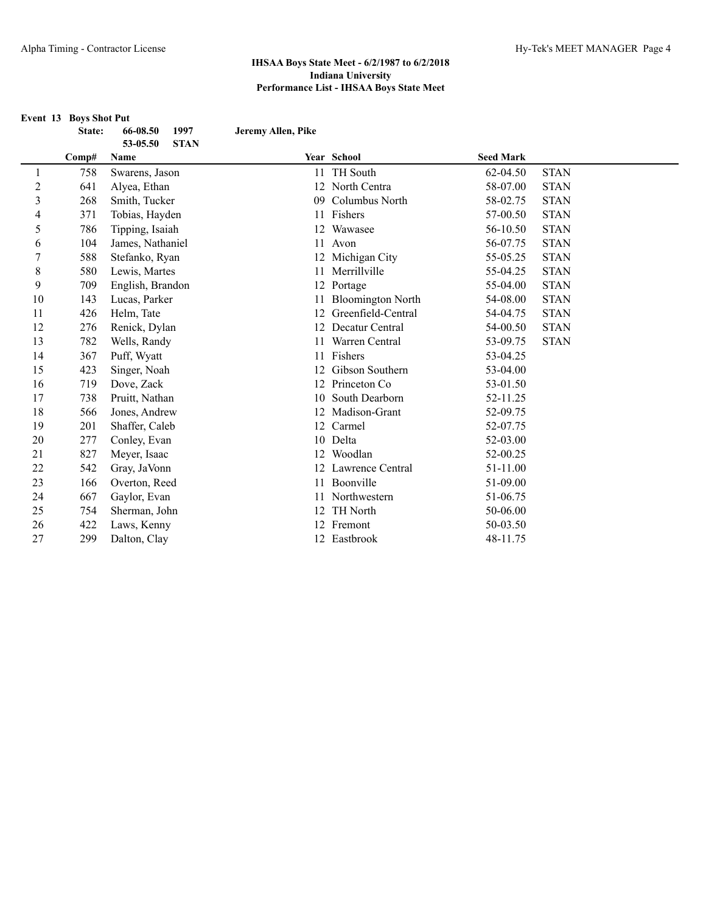**IHSAA Boys State Meet - 6/2/1987 to 6/2/2018**
**Indiana University**
**Performance List - IHSAA Boys State Meet**

**Event 13 Boys Shot Put**

**State: 66-08.50 1997 Jeremy Allen, Pike**
**53-05.50 STAN**

| | Comp# | Name | Year | School | Seed Mark | |
|---|---|---|---|---|---|---|
| 1 | 758 | Swarens, Jason | 11 | TH South | 62-04.50 | STAN |
| 2 | 641 | Alyea, Ethan | 12 | North Centra | 58-07.00 | STAN |
| 3 | 268 | Smith, Tucker | 09 | Columbus North | 58-02.75 | STAN |
| 4 | 371 | Tobias, Hayden | 11 | Fishers | 57-00.50 | STAN |
| 5 | 786 | Tipping, Isaiah | 12 | Wawasee | 56-10.50 | STAN |
| 6 | 104 | James, Nathaniel | 11 | Avon | 56-07.75 | STAN |
| 7 | 588 | Stefanko, Ryan | 12 | Michigan City | 55-05.25 | STAN |
| 8 | 580 | Lewis, Martes | 11 | Merrillville | 55-04.25 | STAN |
| 9 | 709 | English, Brandon | 12 | Portage | 55-04.00 | STAN |
| 10 | 143 | Lucas, Parker | 11 | Bloomington North | 54-08.00 | STAN |
| 11 | 426 | Helm, Tate | 12 | Greenfield-Central | 54-04.75 | STAN |
| 12 | 276 | Renick, Dylan | 12 | Decatur Central | 54-00.50 | STAN |
| 13 | 782 | Wells, Randy | 11 | Warren Central | 53-09.75 | STAN |
| 14 | 367 | Puff, Wyatt | 11 | Fishers | 53-04.25 | |
| 15 | 423 | Singer, Noah | 12 | Gibson Southern | 53-04.00 | |
| 16 | 719 | Dove, Zack | 12 | Princeton Co | 53-01.50 | |
| 17 | 738 | Pruitt, Nathan | 10 | South Dearborn | 52-11.25 | |
| 18 | 566 | Jones, Andrew | 12 | Madison-Grant | 52-09.75 | |
| 19 | 201 | Shaffer, Caleb | 12 | Carmel | 52-07.75 | |
| 20 | 277 | Conley, Evan | 10 | Delta | 52-03.00 | |
| 21 | 827 | Meyer, Isaac | 12 | Woodlan | 52-00.25 | |
| 22 | 542 | Gray, JaVonn | 12 | Lawrence Central | 51-11.00 | |
| 23 | 166 | Overton, Reed | 11 | Boonville | 51-09.00 | |
| 24 | 667 | Gaylor, Evan | 11 | Northwestern | 51-06.75 | |
| 25 | 754 | Sherman, John | 12 | TH North | 50-06.00 | |
| 26 | 422 | Laws, Kenny | 12 | Fremont | 50-03.50 | |
| 27 | 299 | Dalton, Clay | 12 | Eastbrook | 48-11.75 | |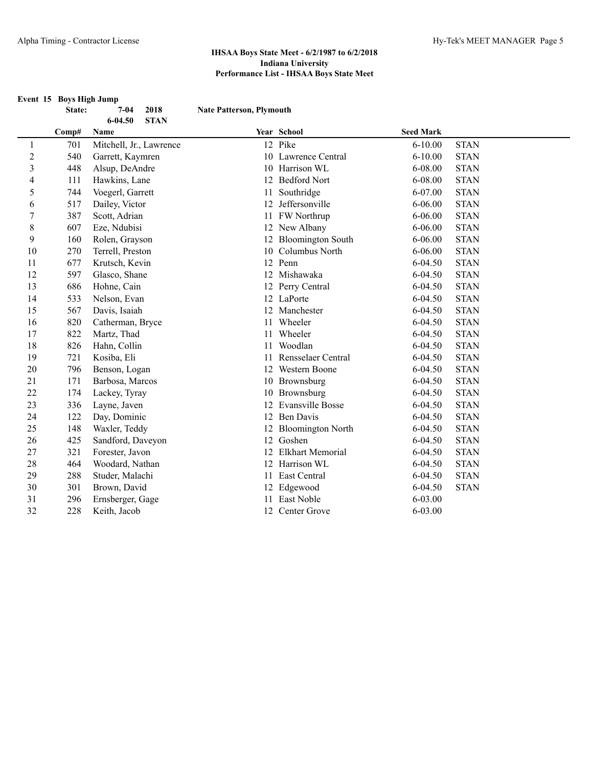### IHSAA Boys State Meet - 6/2/1987 to 6/2/2018
### Indiana University
### Performance List - IHSAA Boys State Meet

**Event 15 Boys High Jump**

**State: 7-04 2018 Nate Patterson, Plymouth**
**6-04.50 STAN**

| | Comp# | Name | Year | School | Seed Mark | |
|---|---|---|---|---|---|---|
| 1 | 701 | Mitchell, Jr., Lawrence | 12 | Pike | 6-10.00 | STAN |
| 2 | 540 | Garrett, Kaymren | 10 | Lawrence Central | 6-10.00 | STAN |
| 3 | 448 | Alsup, DeAndre | 10 | Harrison WL | 6-08.00 | STAN |
| 4 | 111 | Hawkins, Lane | 12 | Bedford Nort | 6-08.00 | STAN |
| 5 | 744 | Voegerl, Garrett | 11 | Southridge | 6-07.00 | STAN |
| 6 | 517 | Dailey, Victor | 12 | Jeffersonville | 6-06.00 | STAN |
| 7 | 387 | Scott, Adrian | 11 | FW Northrup | 6-06.00 | STAN |
| 8 | 607 | Eze, Ndubisi | 12 | New Albany | 6-06.00 | STAN |
| 9 | 160 | Rolen, Grayson | 12 | Bloomington South | 6-06.00 | STAN |
| 10 | 270 | Terrell, Preston | 10 | Columbus North | 6-06.00 | STAN |
| 11 | 677 | Krutsch, Kevin | 12 | Penn | 6-04.50 | STAN |
| 12 | 597 | Glasco, Shane | 12 | Mishawaka | 6-04.50 | STAN |
| 13 | 686 | Hohne, Cain | 12 | Perry Central | 6-04.50 | STAN |
| 14 | 533 | Nelson, Evan | 12 | LaPorte | 6-04.50 | STAN |
| 15 | 567 | Davis, Isaiah | 12 | Manchester | 6-04.50 | STAN |
| 16 | 820 | Catherman, Bryce | 11 | Wheeler | 6-04.50 | STAN |
| 17 | 822 | Martz, Thad | 11 | Wheeler | 6-04.50 | STAN |
| 18 | 826 | Hahn, Collin | 11 | Woodlan | 6-04.50 | STAN |
| 19 | 721 | Kosiba, Eli | 11 | Rensselaer Central | 6-04.50 | STAN |
| 20 | 796 | Benson, Logan | 12 | Western Boone | 6-04.50 | STAN |
| 21 | 171 | Barbosa, Marcos | 10 | Brownsburg | 6-04.50 | STAN |
| 22 | 174 | Lackey, Tyray | 10 | Brownsburg | 6-04.50 | STAN |
| 23 | 336 | Layne, Javen | 12 | Evansville Bosse | 6-04.50 | STAN |
| 24 | 122 | Day, Dominic | 12 | Ben Davis | 6-04.50 | STAN |
| 25 | 148 | Waxler, Teddy | 12 | Bloomington North | 6-04.50 | STAN |
| 26 | 425 | Sandford, Daveyon | 12 | Goshen | 6-04.50 | STAN |
| 27 | 321 | Forester, Javon | 12 | Elkhart Memorial | 6-04.50 | STAN |
| 28 | 464 | Woodard, Nathan | 12 | Harrison WL | 6-04.50 | STAN |
| 29 | 288 | Studer, Malachi | 11 | East Central | 6-04.50 | STAN |
| 30 | 301 | Brown, David | 12 | Edgewood | 6-04.50 | STAN |
| 31 | 296 | Ernsberger, Gage | 11 | East Noble | 6-03.00 | |
| 32 | 228 | Keith, Jacob | 12 | Center Grove | 6-03.00 | |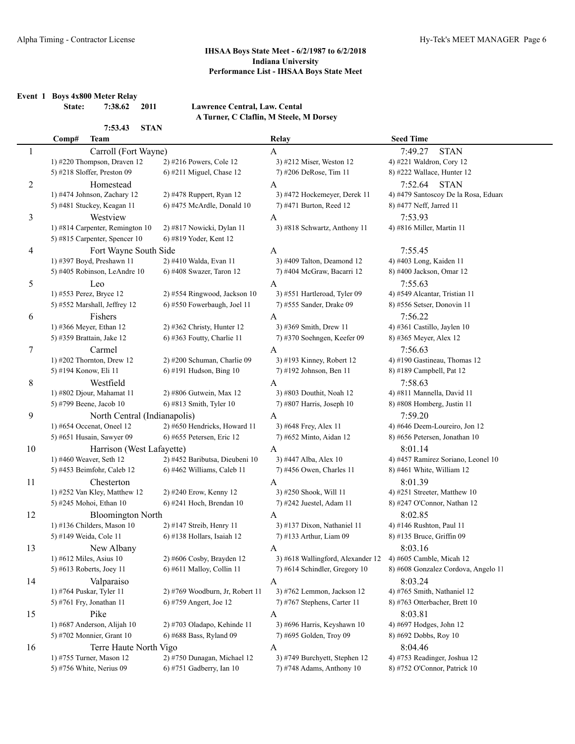**IHSAA Boys State Meet - 6/2/1987 to 6/2/2018**
**Indiana University**
**Performance List - IHSAA Boys State Meet**

**Event 1 Boys 4x800 Meter Relay**

**State: 7:38.62 2011 Lawrence Central, Law. Cental**
**A Turner, C Claflin, M Steele, M Dorsey**

**7:53.43 STAN**

| Comp# | Team | Relay | Seed Time |
|---|---|---|---|
| 1 | Carroll (Fort Wayne) | A | 7:49.27 STAN |
| | 1) #220 Thompson, Draven 12; 2) #216 Powers, Cole 12; 3) #212 Miser, Weston 12; 4) #221 Waldron, Cory 12; 5) #218 Sloffer, Preston 09; 6) #211 Miguel, Chase 12; 7) #206 DeRose, Tim 11; 8) #222 Wallace, Hunter 12 | | |
| 2 | Homestead | A | 7:52.64 STAN |
| | 1) #474 Johnson, Zachary 12; 2) #478 Ruppert, Ryan 12; 3) #472 Hockemeyer, Derek 11; 4) #479 Santoscoy De la Rosa, Eduard; 5) #481 Stuckey, Keagan 11; 6) #475 McArdle, Donald 10; 7) #471 Burton, Reed 12; 8) #477 Neff, Jarred 11 | | |
| 3 | Westview | A | 7:53.93 |
| | 1) #814 Carpenter, Remington 10; 2) #817 Nowicki, Dylan 11; 3) #818 Schwartz, Anthony 11; 4) #816 Miller, Martin 11; 5) #815 Carpenter, Spencer 10; 6) #819 Yoder, Kent 12 | | |
| 4 | Fort Wayne South Side | A | 7:55.45 |
| | 1) #397 Boyd, Preshawn 11; 2) #410 Walda, Evan 11; 3) #409 Talton, Deamond 12; 4) #403 Long, Kaiden 11; 5) #405 Robinson, LeAndre 10; 6) #408 Swazer, Taron 12; 7) #404 McGraw, Bacarri 12; 8) #400 Jackson, Omar 12 | | |
| 5 | Leo | A | 7:55.63 |
| | 1) #553 Perez, Bryce 12; 2) #554 Ringwood, Jackson 10; 3) #551 Hartleroad, Tyler 09; 4) #549 Alcantar, Tristian 11; 5) #552 Marshall, Jeffrey 12; 6) #550 Fowerbaugh, Joel 11; 7) #555 Sander, Drake 09; 8) #556 Setser, Donovin 11 | | |
| 6 | Fishers | A | 7:56.22 |
| | 1) #366 Meyer, Ethan 12; 2) #362 Christy, Hunter 12; 3) #369 Smith, Drew 11; 4) #361 Castillo, Jaylen 10; 5) #359 Brattain, Jake 12; 6) #363 Foutty, Charlie 11; 7) #370 Soehngen, Keefer 09; 8) #365 Meyer, Alex 12 | | |
| 7 | Carmel | A | 7:56.63 |
| | 1) #202 Thornton, Drew 12; 2) #200 Schuman, Charlie 09; 3) #193 Kinney, Robert 12; 4) #190 Gastineau, Thomas 12; 5) #194 Konow, Eli 11; 6) #191 Hudson, Bing 10; 7) #192 Johnson, Ben 11; 8) #189 Campbell, Pat 12 | | |
| 8 | Westfield | A | 7:58.63 |
| | 1) #802 Djour, Mahamat 11; 2) #806 Gutwein, Max 12; 3) #803 Douthit, Noah 12; 4) #811 Mannella, David 11; 5) #799 Beene, Jacob 10; 6) #813 Smith, Tyler 10; 7) #807 Harris, Joseph 10; 8) #808 Homberg, Justin 11 | | |
| 9 | North Central (Indianapolis) | A | 7:59.20 |
| | 1) #654 Occenat, Oneel 12; 2) #650 Hendricks, Howard 11; 3) #648 Frey, Alex 11; 4) #646 Deem-Loureiro, Jon 12; 5) #651 Husain, Sawyer 09; 6) #655 Petersen, Eric 12; 7) #652 Minto, Aidan 12; 8) #656 Petersen, Jonathan 10 | | |
| 10 | Harrison (West Lafayette) | A | 8:01.14 |
| | 1) #460 Weaver, Seth 12; 2) #452 Baributsa, Dieubeni 10; 3) #447 Alba, Alex 10; 4) #457 Ramirez Soriano, Leonel 10; 5) #453 Beimfohr, Caleb 12; 6) #462 Williams, Caleb 11; 7) #456 Owen, Charles 11; 8) #461 White, William 12 | | |
| 11 | Chesterton | A | 8:01.39 |
| | 1) #252 Van Kley, Matthew 12; 2) #240 Erow, Kenny 12; 3) #250 Shook, Will 11; 4) #251 Streeter, Matthew 10; 5) #245 Mohoi, Ethan 10; 6) #241 Hoch, Brendan 10; 7) #242 Juestel, Adam 11; 8) #247 O'Connor, Nathan 12 | | |
| 12 | Bloomington North | A | 8:02.85 |
| | 1) #136 Childers, Mason 10; 2) #147 Streib, Henry 11; 3) #137 Dixon, Nathaniel 11; 4) #146 Rushton, Paul 11; 5) #149 Weida, Cole 11; 6) #138 Hollars, Isaiah 12; 7) #133 Arthur, Liam 09; 8) #135 Bruce, Griffin 09 | | |
| 13 | New Albany | A | 8:03.16 |
| | 1) #612 Miles, Asius 10; 2) #606 Cosby, Brayden 12; 3) #618 Wallingford, Alexander 12; 4) #605 Camble, Micah 12; 5) #613 Roberts, Joey 11; 6) #611 Malloy, Collin 11; 7) #614 Schindler, Gregory 10; 8) #608 Gonzalez Cordova, Angelo 11 | | |
| 14 | Valparaiso | A | 8:03.24 |
| | 1) #764 Puskar, Tyler 11; 2) #769 Woodburn, Jr, Robert 11; 3) #762 Lemmon, Jackson 12; 4) #765 Smith, Nathaniel 12; 5) #761 Fry, Jonathan 11; 6) #759 Angert, Joe 12; 7) #767 Stephens, Carter 11; 8) #763 Otterbacher, Brett 10 | | |
| 15 | Pike | A | 8:03.81 |
| | 1) #687 Anderson, Alijah 10; 2) #703 Oladapo, Kehinde 11; 3) #696 Harris, Keyshawn 10; 4) #697 Hodges, John 12; 5) #702 Monnier, Grant 10; 6) #688 Bass, Ryland 09; 7) #695 Golden, Troy 09; 8) #692 Dobbs, Roy 10 | | |
| 16 | Terre Haute North Vigo | A | 8:04.46 |
| | 1) #755 Turner, Mason 12; 2) #750 Dunagan, Michael 12; 3) #749 Burchyett, Stephen 12; 4) #753 Readinger, Joshua 12; 5) #756 White, Nerius 09; 6) #751 Gadberry, Ian 10; 7) #748 Adams, Anthony 10; 8) #752 O'Connor, Patrick 10 | | |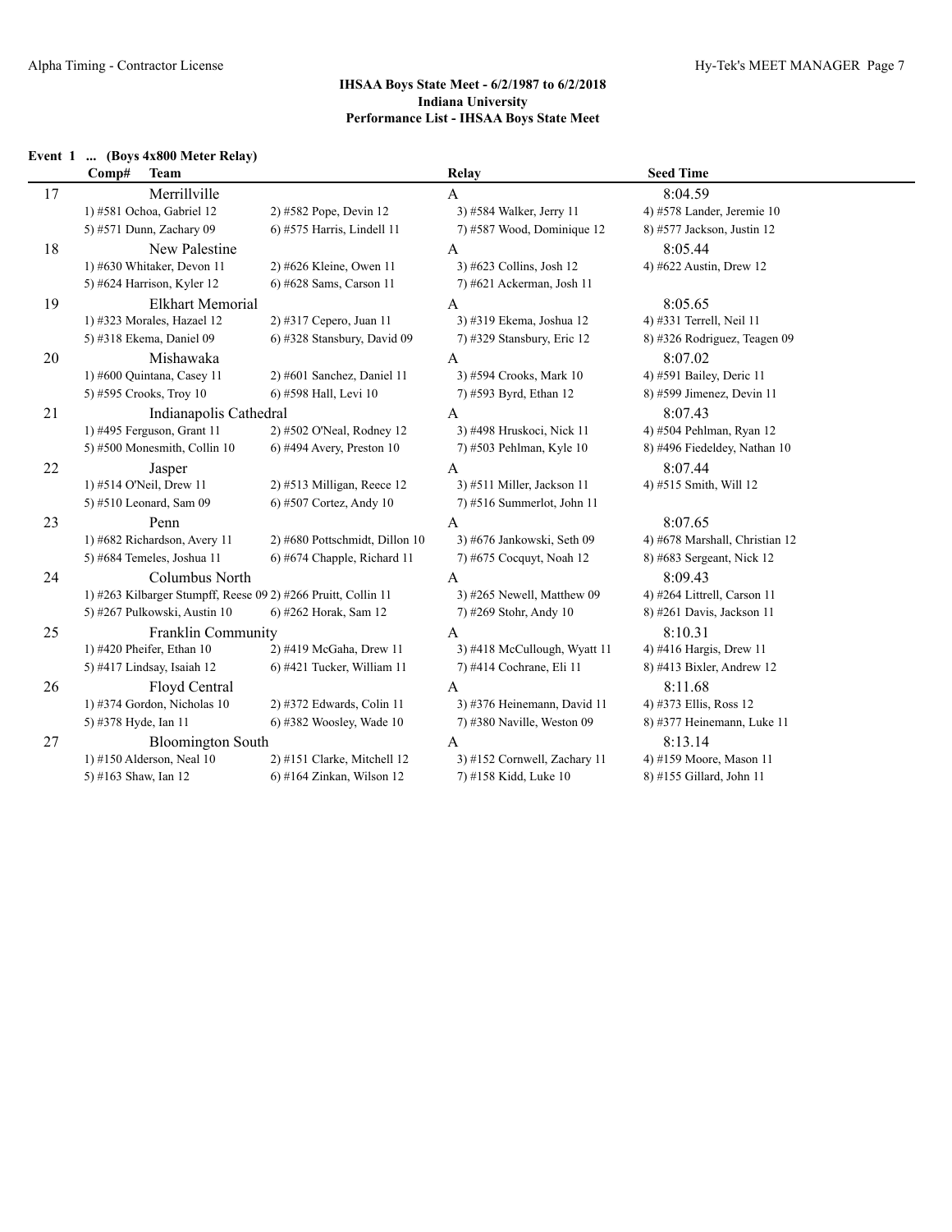**IHSAA Boys State Meet - 6/2/1987 to 6/2/2018**
**Indiana University**
**Performance List - IHSAA Boys State Meet**

**Event 1 ... (Boys 4x800 Meter Relay)**

| Comp# | Team | | Relay | Seed Time |
|---|---|---|---|---|
| 17 | Merrillville | | A | 8:04.59 |
| | 1) #581 Ochoa, Gabriel 12 | 2) #582 Pope, Devin 12 | 3) #584 Walker, Jerry 11 | 4) #578 Lander, Jeremie 10 |
| | 5) #571 Dunn, Zachary 09 | 6) #575 Harris, Lindell 11 | 7) #587 Wood, Dominique 12 | 8) #577 Jackson, Justin 12 |
| 18 | New Palestine | | A | 8:05.44 |
| | 1) #630 Whitaker, Devon 11 | 2) #626 Kleine, Owen 11 | 3) #623 Collins, Josh 12 | 4) #622 Austin, Drew 12 |
| | 5) #624 Harrison, Kyler 12 | 6) #628 Sams, Carson 11 | 7) #621 Ackerman, Josh 11 | |
| 19 | Elkhart Memorial | | A | 8:05.65 |
| | 1) #323 Morales, Hazael 12 | 2) #317 Cepero, Juan 11 | 3) #319 Ekema, Joshua 12 | 4) #331 Terrell, Neil 11 |
| | 5) #318 Ekema, Daniel 09 | 6) #328 Stansbury, David 09 | 7) #329 Stansbury, Eric 12 | 8) #326 Rodriguez, Teagen 09 |
| 20 | Mishawaka | | A | 8:07.02 |
| | 1) #600 Quintana, Casey 11 | 2) #601 Sanchez, Daniel 11 | 3) #594 Crooks, Mark 10 | 4) #591 Bailey, Deric 11 |
| | 5) #595 Crooks, Troy 10 | 6) #598 Hall, Levi 10 | 7) #593 Byrd, Ethan 12 | 8) #599 Jimenez, Devin 11 |
| 21 | Indianapolis Cathedral | | A | 8:07.43 |
| | 1) #495 Ferguson, Grant 11 | 2) #502 O'Neal, Rodney 12 | 3) #498 Hruskoci, Nick 11 | 4) #504 Pehlman, Ryan 12 |
| | 5) #500 Monesmith, Collin 10 | 6) #494 Avery, Preston 10 | 7) #503 Pehlman, Kyle 10 | 8) #496 Fiedeldey, Nathan 10 |
| 22 | Jasper | | A | 8:07.44 |
| | 1) #514 O'Neil, Drew 11 | 2) #513 Milligan, Reece 12 | 3) #511 Miller, Jackson 11 | 4) #515 Smith, Will 12 |
| | 5) #510 Leonard, Sam 09 | 6) #507 Cortez, Andy 10 | 7) #516 Summerlot, John 11 | |
| 23 | Penn | | A | 8:07.65 |
| | 1) #682 Richardson, Avery 11 | 2) #680 Pottschmidt, Dillon 10 | 3) #676 Jankowski, Seth 09 | 4) #678 Marshall, Christian 12 |
| | 5) #684 Temeles, Joshua 11 | 6) #674 Chapple, Richard 11 | 7) #675 Cocquyt, Noah 12 | 8) #683 Sergeant, Nick 12 |
| 24 | Columbus North | | A | 8:09.43 |
| | 1) #263 Kilbarger Stumpff, Reese 09 | 2) #266 Pruitt, Collin 11 | 3) #265 Newell, Matthew 09 | 4) #264 Littrell, Carson 11 |
| | 5) #267 Pulkowski, Austin 10 | 6) #262 Horak, Sam 12 | 7) #269 Stohr, Andy 10 | 8) #261 Davis, Jackson 11 |
| 25 | Franklin Community | | A | 8:10.31 |
| | 1) #420 Pheifer, Ethan 10 | 2) #419 McGaha, Drew 11 | 3) #418 McCullough, Wyatt 11 | 4) #416 Hargis, Drew 11 |
| | 5) #417 Lindsay, Isaiah 12 | 6) #421 Tucker, William 11 | 7) #414 Cochrane, Eli 11 | 8) #413 Bixler, Andrew 12 |
| 26 | Floyd Central | | A | 8:11.68 |
| | 1) #374 Gordon, Nicholas 10 | 2) #372 Edwards, Colin 11 | 3) #376 Heinemann, David 11 | 4) #373 Ellis, Ross 12 |
| | 5) #378 Hyde, Ian 11 | 6) #382 Woosley, Wade 10 | 7) #380 Naville, Weston 09 | 8) #377 Heinemann, Luke 11 |
| 27 | Bloomington South | | A | 8:13.14 |
| | 1) #150 Alderson, Neal 10 | 2) #151 Clarke, Mitchell 12 | 3) #152 Cornwell, Zachary 11 | 4) #159 Moore, Mason 11 |
| | 5) #163 Shaw, Ian 12 | 6) #164 Zinkan, Wilson 12 | 7) #158 Kidd, Luke 10 | 8) #155 Gillard, John 11 |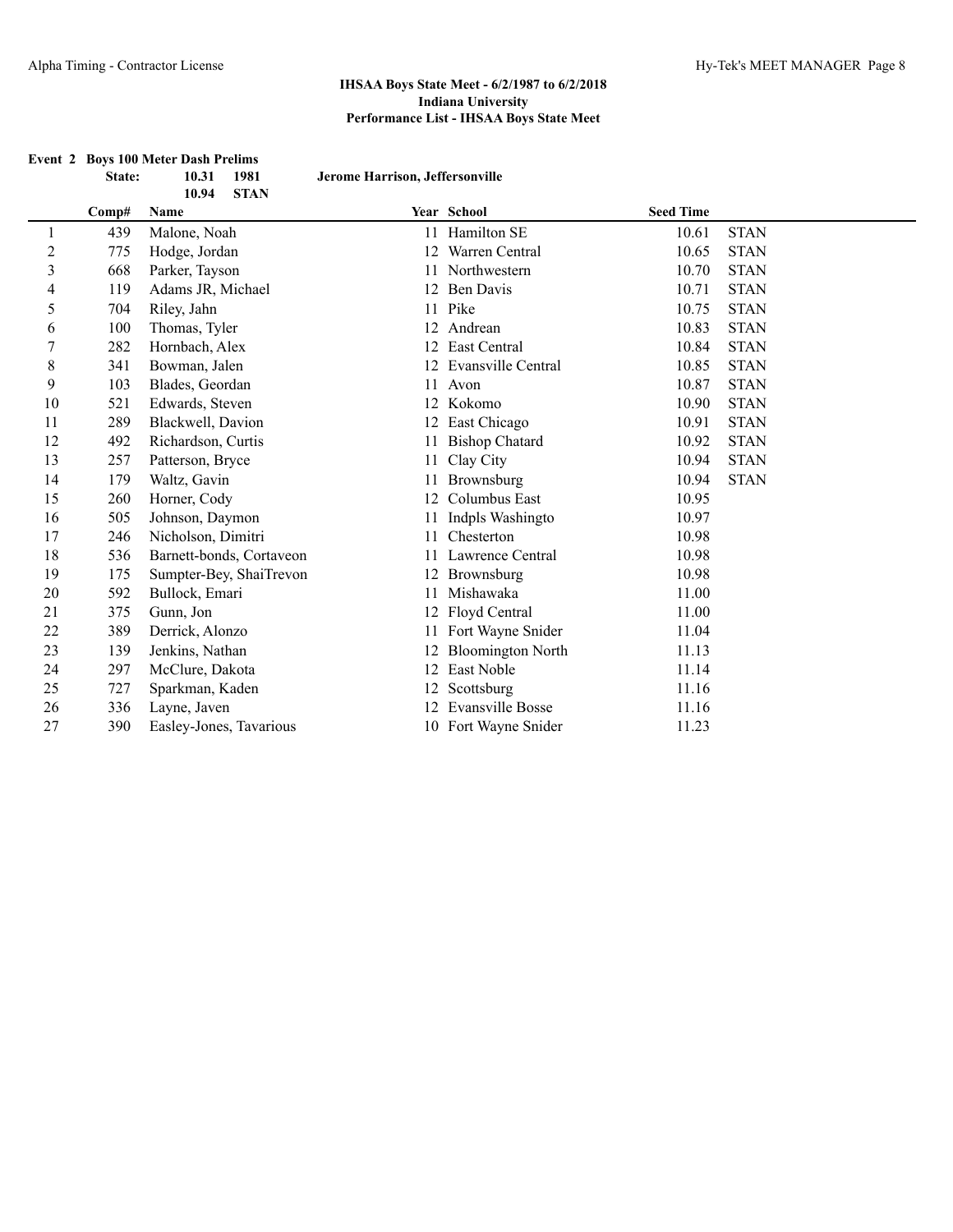**IHSAA Boys State Meet - 6/2/1987 to 6/2/2018**
**Indiana University**
**Performance List - IHSAA Boys State Meet**

**Event 2 Boys 100 Meter Dash Prelims**

| | State: | 10.31 | 1981 | Jerome Harrison, Jeffersonville |
|---|---|---|---|---|
| | | 10.94 | STAN | |

| | Comp# | Name | Year | School | Seed Time | |
|---|---|---|---|---|---|---|
| 1 | 439 | Malone, Noah | 11 | Hamilton SE | 10.61 | STAN |
| 2 | 775 | Hodge, Jordan | 12 | Warren Central | 10.65 | STAN |
| 3 | 668 | Parker, Tayson | 11 | Northwestern | 10.70 | STAN |
| 4 | 119 | Adams JR, Michael | 12 | Ben Davis | 10.71 | STAN |
| 5 | 704 | Riley, Jahn | 11 | Pike | 10.75 | STAN |
| 6 | 100 | Thomas, Tyler | 12 | Andrean | 10.83 | STAN |
| 7 | 282 | Hornbach, Alex | 12 | East Central | 10.84 | STAN |
| 8 | 341 | Bowman, Jalen | 12 | Evansville Central | 10.85 | STAN |
| 9 | 103 | Blades, Geordan | 11 | Avon | 10.87 | STAN |
| 10 | 521 | Edwards, Steven | 12 | Kokomo | 10.90 | STAN |
| 11 | 289 | Blackwell, Davion | 12 | East Chicago | 10.91 | STAN |
| 12 | 492 | Richardson, Curtis | 11 | Bishop Chatard | 10.92 | STAN |
| 13 | 257 | Patterson, Bryce | 11 | Clay City | 10.94 | STAN |
| 14 | 179 | Waltz, Gavin | 11 | Brownsburg | 10.94 | STAN |
| 15 | 260 | Horner, Cody | 12 | Columbus East | 10.95 | |
| 16 | 505 | Johnson, Daymon | 11 | Indpls Washingto | 10.97 | |
| 17 | 246 | Nicholson, Dimitri | 11 | Chesterton | 10.98 | |
| 18 | 536 | Barnett-bonds, Cortaveon | 11 | Lawrence Central | 10.98 | |
| 19 | 175 | Sumpter-Bey, ShaiTrevon | 12 | Brownsburg | 10.98 | |
| 20 | 592 | Bullock, Emari | 11 | Mishawaka | 11.00 | |
| 21 | 375 | Gunn, Jon | 12 | Floyd Central | 11.00 | |
| 22 | 389 | Derrick, Alonzo | 11 | Fort Wayne Snider | 11.04 | |
| 23 | 139 | Jenkins, Nathan | 12 | Bloomington North | 11.13 | |
| 24 | 297 | McClure, Dakota | 12 | East Noble | 11.14 | |
| 25 | 727 | Sparkman, Kaden | 12 | Scottsburg | 11.16 | |
| 26 | 336 | Layne, Javen | 12 | Evansville Bosse | 11.16 | |
| 27 | 390 | Easley-Jones, Tavarious | 10 | Fort Wayne Snider | 11.23 | |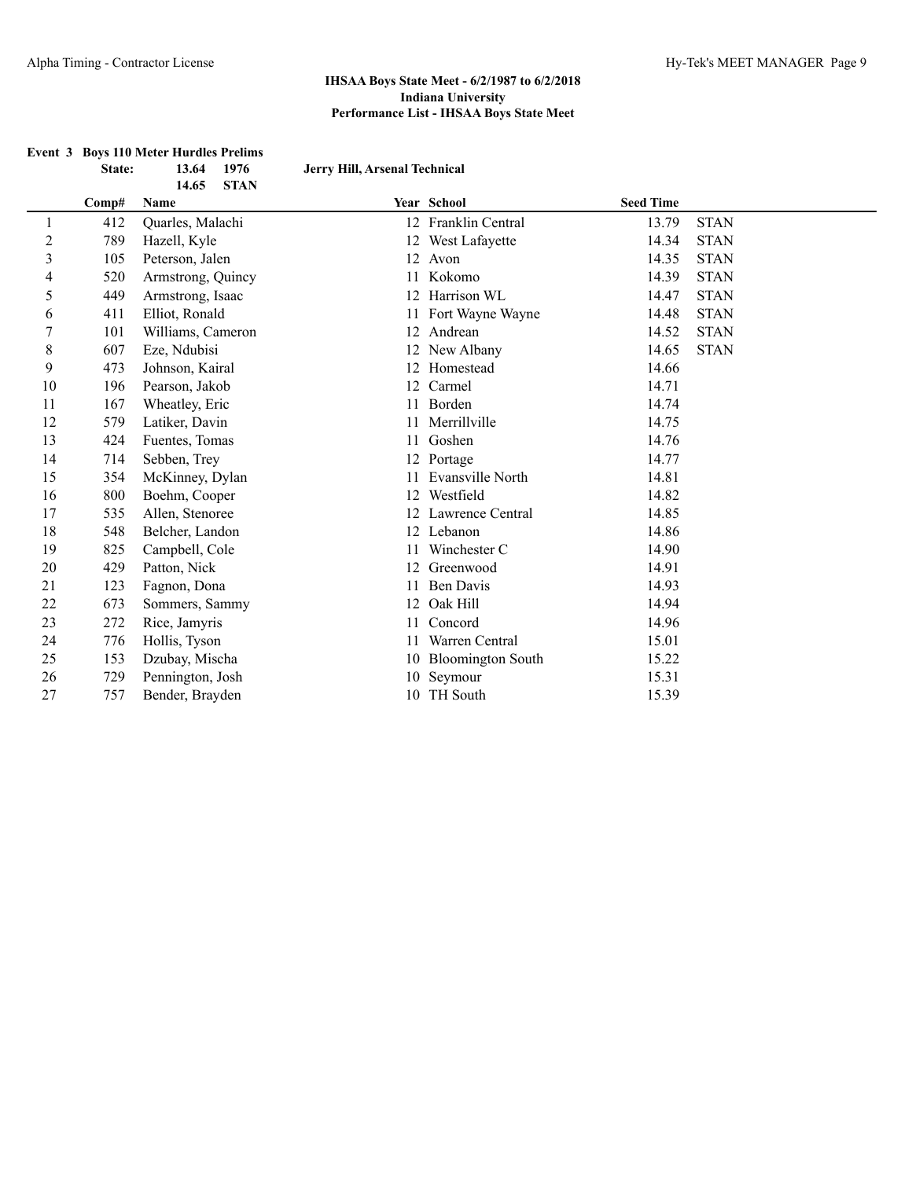**IHSAA Boys State Meet - 6/2/1987 to 6/2/2018**
**Indiana University**
**Performance List - IHSAA Boys State Meet**

**Event 3 Boys 110 Meter Hurdles Prelims**

**State: 13.64 1976 Jerry Hill, Arsenal Technical**
**14.65 STAN**

| | Comp# | Name | Year | School | Seed Time | |
|---|---|---|---|---|---|---|
| 1 | 412 | Quarles, Malachi | 12 | Franklin Central | 13.79 | STAN |
| 2 | 789 | Hazell, Kyle | 12 | West Lafayette | 14.34 | STAN |
| 3 | 105 | Peterson, Jalen | 12 | Avon | 14.35 | STAN |
| 4 | 520 | Armstrong, Quincy | 11 | Kokomo | 14.39 | STAN |
| 5 | 449 | Armstrong, Isaac | 12 | Harrison WL | 14.47 | STAN |
| 6 | 411 | Elliot, Ronald | 11 | Fort Wayne Wayne | 14.48 | STAN |
| 7 | 101 | Williams, Cameron | 12 | Andrean | 14.52 | STAN |
| 8 | 607 | Eze, Ndubisi | 12 | New Albany | 14.65 | STAN |
| 9 | 473 | Johnson, Kairal | 12 | Homestead | 14.66 | |
| 10 | 196 | Pearson, Jakob | 12 | Carmel | 14.71 | |
| 11 | 167 | Wheatley, Eric | 11 | Borden | 14.74 | |
| 12 | 579 | Latiker, Davin | 11 | Merrillville | 14.75 | |
| 13 | 424 | Fuentes, Tomas | 11 | Goshen | 14.76 | |
| 14 | 714 | Sebben, Trey | 12 | Portage | 14.77 | |
| 15 | 354 | McKinney, Dylan | 11 | Evansville North | 14.81 | |
| 16 | 800 | Boehm, Cooper | 12 | Westfield | 14.82 | |
| 17 | 535 | Allen, Stenoree | 12 | Lawrence Central | 14.85 | |
| 18 | 548 | Belcher, Landon | 12 | Lebanon | 14.86 | |
| 19 | 825 | Campbell, Cole | 11 | Winchester C | 14.90 | |
| 20 | 429 | Patton, Nick | 12 | Greenwood | 14.91 | |
| 21 | 123 | Fagnon, Dona | 11 | Ben Davis | 14.93 | |
| 22 | 673 | Sommers, Sammy | 12 | Oak Hill | 14.94 | |
| 23 | 272 | Rice, Jamyris | 11 | Concord | 14.96 | |
| 24 | 776 | Hollis, Tyson | 11 | Warren Central | 15.01 | |
| 25 | 153 | Dzubay, Mischa | 10 | Bloomington South | 15.22 | |
| 26 | 729 | Pennington, Josh | 10 | Seymour | 15.31 | |
| 27 | 757 | Bender, Brayden | 10 | TH South | 15.39 | |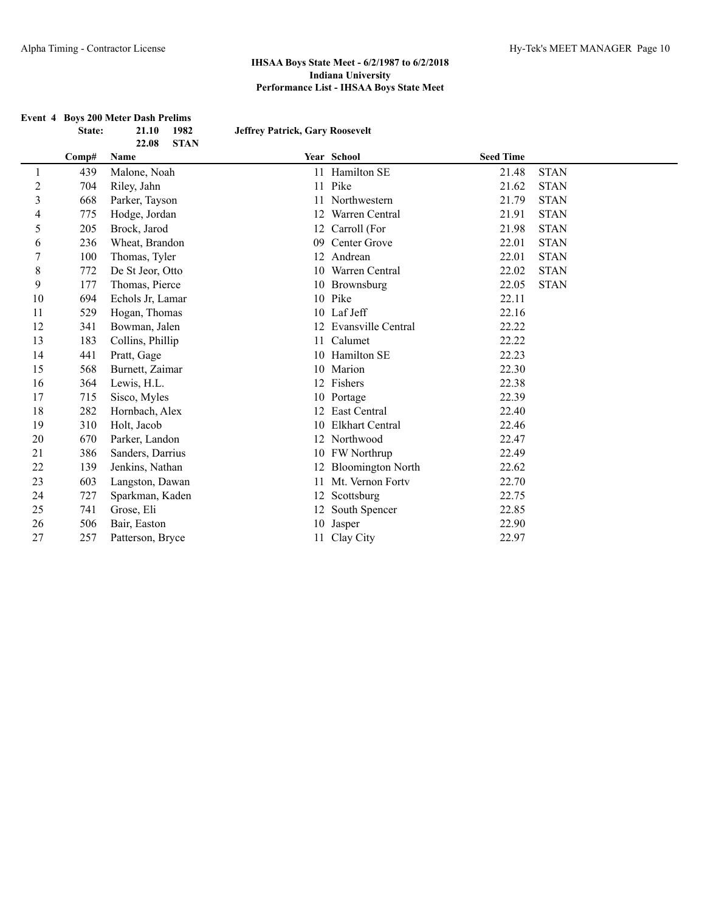# IHSAA Boys State Meet - 6/2/1987 to 6/2/2018
## Indiana University
## Performance List - IHSAA Boys State Meet

**Event 4 Boys 200 Meter Dash Prelims**

**State: 21.10 1982 Jeffrey Patrick, Gary Roosevelt**
**22.08 STAN**

| | Comp# | Name | Year | School | Seed Time | |
|---|---|---|---|---|---|---|
| 1 | 439 | Malone, Noah | 11 | Hamilton SE | 21.48 | STAN |
| 2 | 704 | Riley, Jahn | 11 | Pike | 21.62 | STAN |
| 3 | 668 | Parker, Tayson | 11 | Northwestern | 21.79 | STAN |
| 4 | 775 | Hodge, Jordan | 12 | Warren Central | 21.91 | STAN |
| 5 | 205 | Brock, Jarod | 12 | Carroll (For | 21.98 | STAN |
| 6 | 236 | Wheat, Brandon | 09 | Center Grove | 22.01 | STAN |
| 7 | 100 | Thomas, Tyler | 12 | Andrean | 22.01 | STAN |
| 8 | 772 | De St Jeor, Otto | 10 | Warren Central | 22.02 | STAN |
| 9 | 177 | Thomas, Pierce | 10 | Brownsburg | 22.05 | STAN |
| 10 | 694 | Echols Jr, Lamar | 10 | Pike | 22.11 | |
| 11 | 529 | Hogan, Thomas | 10 | Laf Jeff | 22.16 | |
| 12 | 341 | Bowman, Jalen | 12 | Evansville Central | 22.22 | |
| 13 | 183 | Collins, Phillip | 11 | Calumet | 22.22 | |
| 14 | 441 | Pratt, Gage | 10 | Hamilton SE | 22.23 | |
| 15 | 568 | Burnett, Zaimar | 10 | Marion | 22.30 | |
| 16 | 364 | Lewis, H.L. | 12 | Fishers | 22.38 | |
| 17 | 715 | Sisco, Myles | 10 | Portage | 22.39 | |
| 18 | 282 | Hornbach, Alex | 12 | East Central | 22.40 | |
| 19 | 310 | Holt, Jacob | 10 | Elkhart Central | 22.46 | |
| 20 | 670 | Parker, Landon | 12 | Northwood | 22.47 | |
| 21 | 386 | Sanders, Darrius | 10 | FW Northrup | 22.49 | |
| 22 | 139 | Jenkins, Nathan | 12 | Bloomington North | 22.62 | |
| 23 | 603 | Langston, Dawan | 11 | Mt. Vernon Fortv | 22.70 | |
| 24 | 727 | Sparkman, Kaden | 12 | Scottsburg | 22.75 | |
| 25 | 741 | Grose, Eli | 12 | South Spencer | 22.85 | |
| 26 | 506 | Bair, Easton | 10 | Jasper | 22.90 | |
| 27 | 257 | Patterson, Bryce | 11 | Clay City | 22.97 | |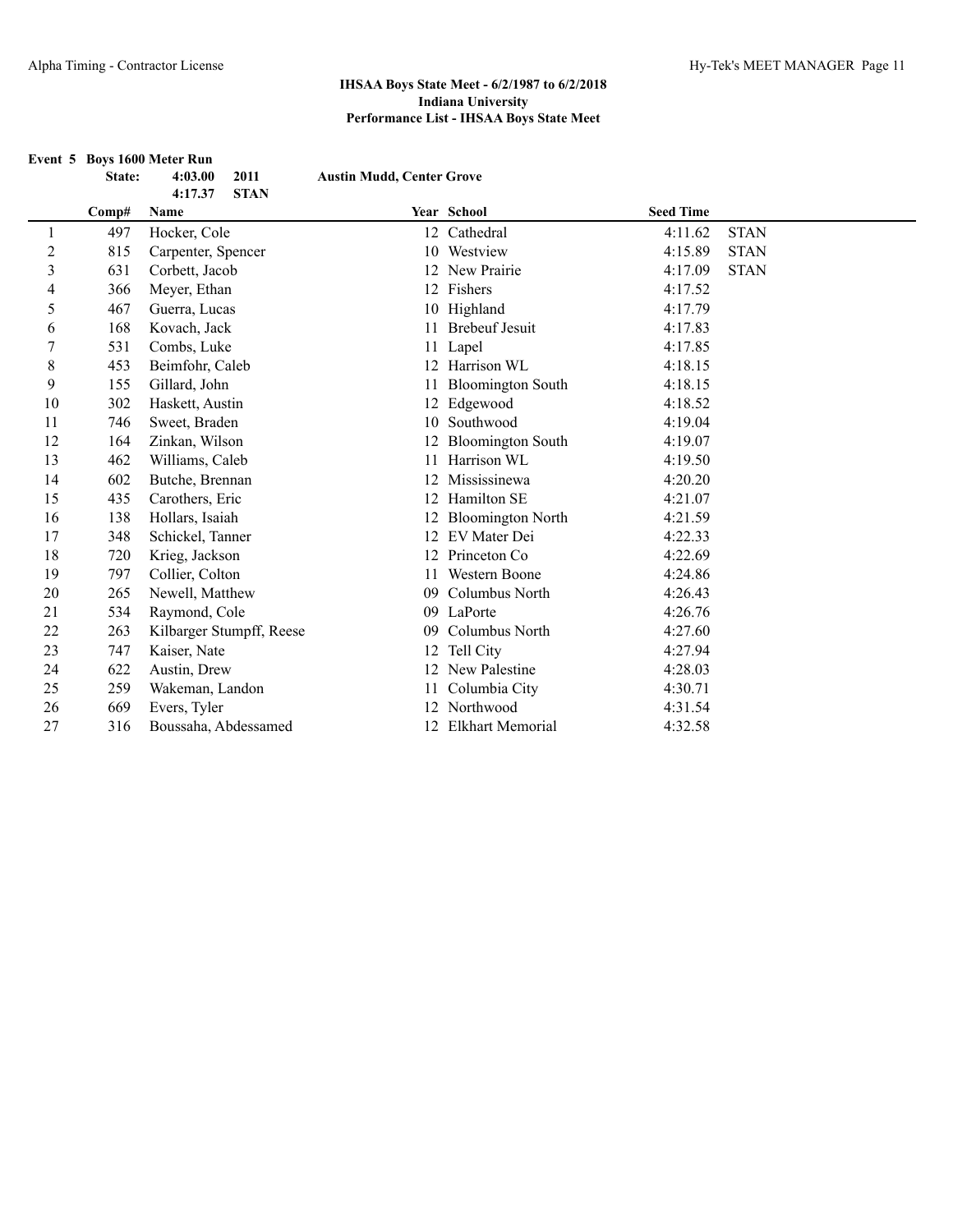# IHSAA Boys State Meet - 6/2/1987 to 6/2/2018
## Indiana University
## Performance List - IHSAA Boys State Meet

### Event 5 Boys 1600 Meter Run

State: 4:03.00 2011 Austin Mudd, Center Grove
4:17.37 STAN

| | Comp# | Name | Year | School | Seed Time | |
|---|---|---|---|---|---|---|
| 1 | 497 | Hocker, Cole | 12 | Cathedral | 4:11.62 | STAN |
| 2 | 815 | Carpenter, Spencer | 10 | Westview | 4:15.89 | STAN |
| 3 | 631 | Corbett, Jacob | 12 | New Prairie | 4:17.09 | STAN |
| 4 | 366 | Meyer, Ethan | 12 | Fishers | 4:17.52 | |
| 5 | 467 | Guerra, Lucas | 10 | Highland | 4:17.79 | |
| 6 | 168 | Kovach, Jack | 11 | Brebeuf Jesuit | 4:17.83 | |
| 7 | 531 | Combs, Luke | 11 | Lapel | 4:17.85 | |
| 8 | 453 | Beimfohr, Caleb | 12 | Harrison WL | 4:18.15 | |
| 9 | 155 | Gillard, John | 11 | Bloomington South | 4:18.15 | |
| 10 | 302 | Haskett, Austin | 12 | Edgewood | 4:18.52 | |
| 11 | 746 | Sweet, Braden | 10 | Southwood | 4:19.04 | |
| 12 | 164 | Zinkan, Wilson | 12 | Bloomington South | 4:19.07 | |
| 13 | 462 | Williams, Caleb | 11 | Harrison WL | 4:19.50 | |
| 14 | 602 | Butche, Brennan | 12 | Mississinewa | 4:20.20 | |
| 15 | 435 | Carothers, Eric | 12 | Hamilton SE | 4:21.07 | |
| 16 | 138 | Hollars, Isaiah | 12 | Bloomington North | 4:21.59 | |
| 17 | 348 | Schickel, Tanner | 12 | EV Mater Dei | 4:22.33 | |
| 18 | 720 | Krieg, Jackson | 12 | Princeton Co | 4:22.69 | |
| 19 | 797 | Collier, Colton | 11 | Western Boone | 4:24.86 | |
| 20 | 265 | Newell, Matthew | 09 | Columbus North | 4:26.43 | |
| 21 | 534 | Raymond, Cole | 09 | LaPorte | 4:26.76 | |
| 22 | 263 | Kilbarger Stumpff, Reese | 09 | Columbus North | 4:27.60 | |
| 23 | 747 | Kaiser, Nate | 12 | Tell City | 4:27.94 | |
| 24 | 622 | Austin, Drew | 12 | New Palestine | 4:28.03 | |
| 25 | 259 | Wakeman, Landon | 11 | Columbia City | 4:30.71 | |
| 26 | 669 | Evers, Tyler | 12 | Northwood | 4:31.54 | |
| 27 | 316 | Boussaha, Abdessamed | 12 | Elkhart Memorial | 4:32.58 | |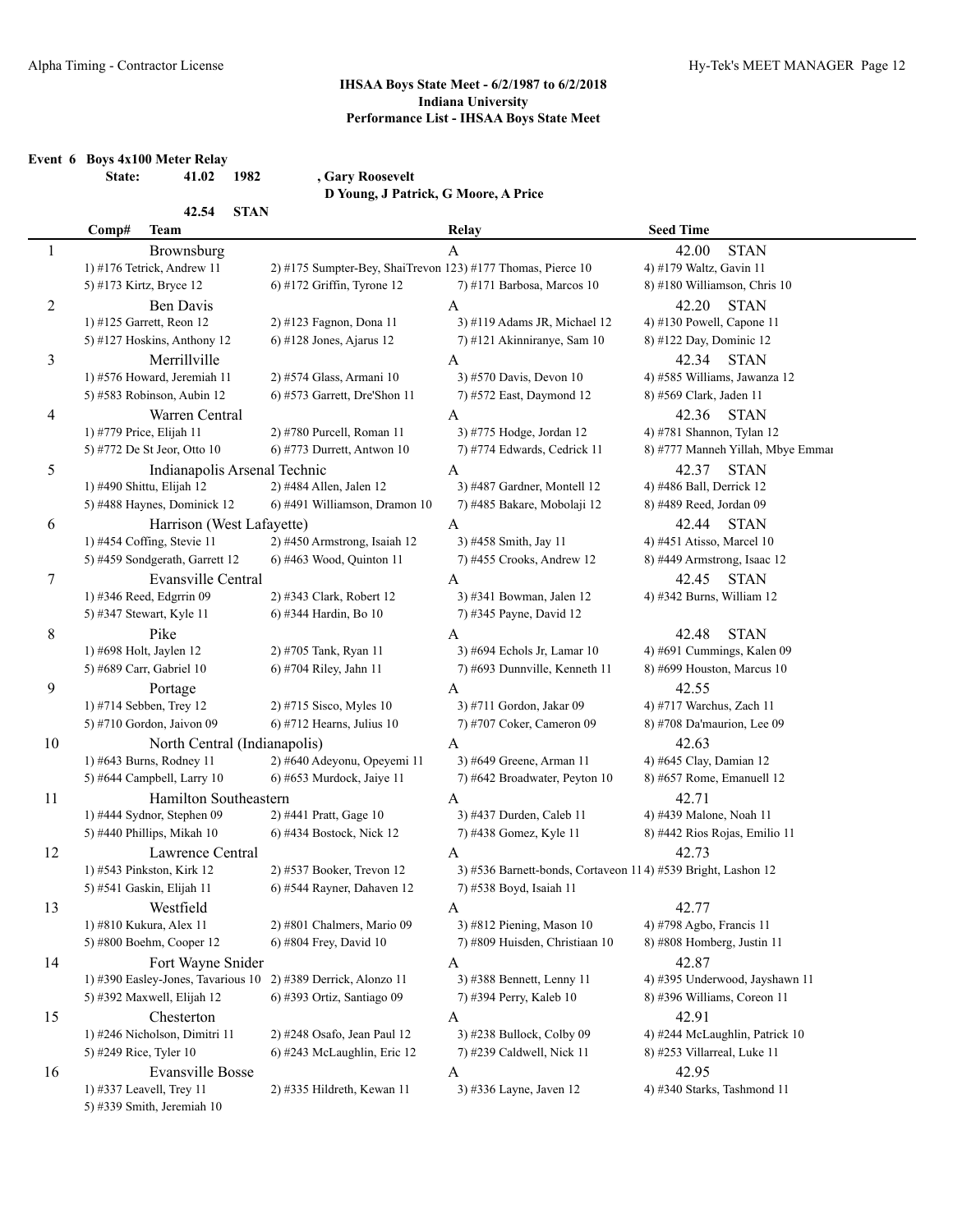# IHSAA Boys State Meet - 6/2/1987 to 6/2/2018
## Indiana University
## Performance List - IHSAA Boys State Meet

**Event 6 Boys 4x100 Meter Relay**

**State: 41.02 1982 , Gary Roosevelt**
**D Young, J Patrick, G Moore, A Price**

**42.54 STAN**

| Comp# | Team | | Relay | Seed Time |
|---|---|---|---|---|
| 1 | Brownsburg | | A | 42.00 STAN |
| 1) #176 Tetrick, Andrew 11 | 2) #175 Sumpter-Bey, ShaiTrevon 12 | 3) #177 Thomas, Pierce 10 | 4) #179 Waltz, Gavin 11 | |
| 5) #173 Kirtz, Bryce 12 | 6) #172 Griffin, Tyrone 12 | 7) #171 Barbosa, Marcos 10 | 8) #180 Williamson, Chris 10 | |
| 2 | Ben Davis | | A | 42.20 STAN |
| 1) #125 Garrett, Reon 12 | 2) #123 Fagnon, Dona 11 | 3) #119 Adams JR, Michael 12 | 4) #130 Powell, Capone 11 | |
| 5) #127 Hoskins, Anthony 12 | 6) #128 Jones, Ajarus 12 | 7) #121 Akinniranye, Sam 10 | 8) #122 Day, Dominic 12 | |
| 3 | Merrillville | | A | 42.34 STAN |
| 1) #576 Howard, Jeremiah 11 | 2) #574 Glass, Armani 10 | 3) #570 Davis, Devon 10 | 4) #585 Williams, Jawanza 12 | |
| 5) #583 Robinson, Aubin 12 | 6) #573 Garrett, Dre'Shon 11 | 7) #572 East, Daymond 12 | 8) #569 Clark, Jaden 11 | |
| 4 | Warren Central | | A | 42.36 STAN |
| 1) #779 Price, Elijah 11 | 2) #780 Purcell, Roman 11 | 3) #775 Hodge, Jordan 12 | 4) #781 Shannon, Tylan 12 | |
| 5) #772 De St Jeor, Otto 10 | 6) #773 Durrett, Antwon 10 | 7) #774 Edwards, Cedrick 11 | 8) #777 Manneh Yillah, Mbye Emmai | |
| 5 | Indianapolis Arsenal Technic | | A | 42.37 STAN |
| 1) #490 Shittu, Elijah 12 | 2) #484 Allen, Jalen 12 | 3) #487 Gardner, Montell 12 | 4) #486 Ball, Derrick 12 | |
| 5) #488 Haynes, Dominick 12 | 6) #491 Williamson, Dramon 10 | 7) #485 Bakare, Mobolaji 12 | 8) #489 Reed, Jordan 09 | |
| 6 | Harrison (West Lafayette) | | A | 42.44 STAN |
| 1) #454 Coffing, Stevie 11 | 2) #450 Armstrong, Isaiah 12 | 3) #458 Smith, Jay 11 | 4) #451 Atisso, Marcel 10 | |
| 5) #459 Sondgerath, Garrett 12 | 6) #463 Wood, Quinton 11 | 7) #455 Crooks, Andrew 12 | 8) #449 Armstrong, Isaac 12 | |
| 7 | Evansville Central | | A | 42.45 STAN |
| 1) #346 Reed, Edgrrin 09 | 2) #343 Clark, Robert 12 | 3) #341 Bowman, Jalen 12 | 4) #342 Burns, William 12 | |
| 5) #347 Stewart, Kyle 11 | 6) #344 Hardin, Bo 10 | 7) #345 Payne, David 12 | | |
| 8 | Pike | | A | 42.48 STAN |
| 1) #698 Holt, Jaylen 12 | 2) #705 Tank, Ryan 11 | 3) #694 Echols Jr, Lamar 10 | 4) #691 Cummings, Kalen 09 | |
| 5) #689 Carr, Gabriel 10 | 6) #704 Riley, Jahn 11 | 7) #693 Dunnville, Kenneth 11 | 8) #699 Houston, Marcus 10 | |
| 9 | Portage | | A | 42.55 |
| 1) #714 Sebben, Trey 12 | 2) #715 Sisco, Myles 10 | 3) #711 Gordon, Jakar 09 | 4) #717 Warchus, Zach 11 | |
| 5) #710 Gordon, Jaivon 09 | 6) #712 Hearns, Julius 10 | 7) #707 Coker, Cameron 09 | 8) #708 Da'maurion, Lee 09 | |
| 10 | North Central (Indianapolis) | | A | 42.63 |
| 1) #643 Burns, Rodney 11 | 2) #640 Adeyonu, Opeyemi 11 | 3) #649 Greene, Arman 11 | 4) #645 Clay, Damian 12 | |
| 5) #644 Campbell, Larry 10 | 6) #653 Murdock, Jaiye 11 | 7) #642 Broadwater, Peyton 10 | 8) #657 Rome, Emanuell 12 | |
| 11 | Hamilton Southeastern | | A | 42.71 |
| 1) #444 Sydnor, Stephen 09 | 2) #441 Pratt, Gage 10 | 3) #437 Durden, Caleb 11 | 4) #439 Malone, Noah 11 | |
| 5) #440 Phillips, Mikah 10 | 6) #434 Bostock, Nick 12 | 7) #438 Gomez, Kyle 11 | 8) #442 Rios Rojas, Emilio 11 | |
| 12 | Lawrence Central | | A | 42.73 |
| 1) #543 Pinkston, Kirk 12 | 2) #537 Booker, Trevon 12 | 3) #536 Barnett-bonds, Cortaveon 11 | 4) #539 Bright, Lashon 12 | |
| 5) #541 Gaskin, Elijah 11 | 6) #544 Rayner, Dahaven 12 | 7) #538 Boyd, Isaiah 11 | | |
| 13 | Westfield | | A | 42.77 |
| 1) #810 Kukura, Alex 11 | 2) #801 Chalmers, Mario 09 | 3) #812 Piening, Mason 10 | 4) #798 Agbo, Francis 11 | |
| 5) #800 Boehm, Cooper 12 | 6) #804 Frey, David 10 | 7) #809 Huisden, Christiaan 10 | 8) #808 Homberg, Justin 11 | |
| 14 | Fort Wayne Snider | | A | 42.87 |
| 1) #390 Easley-Jones, Tavarious 10 | 2) #389 Derrick, Alonzo 11 | 3) #388 Bennett, Lenny 11 | 4) #395 Underwood, Jayshawn 11 | |
| 5) #392 Maxwell, Elijah 12 | 6) #393 Ortiz, Santiago 09 | 7) #394 Perry, Kaleb 10 | 8) #396 Williams, Coreon 11 | |
| 15 | Chesterton | | A | 42.91 |
| 1) #246 Nicholson, Dimitri 11 | 2) #248 Osafo, Jean Paul 12 | 3) #238 Bullock, Colby 09 | 4) #244 McLaughlin, Patrick 10 | |
| 5) #249 Rice, Tyler 10 | 6) #243 McLaughlin, Eric 12 | 7) #239 Caldwell, Nick 11 | 8) #253 Villarreal, Luke 11 | |
| 16 | Evansville Bosse | | A | 42.95 |
| 1) #337 Leavell, Trey 11 | 2) #335 Hildreth, Kewan 11 | 3) #336 Layne, Javen 12 | 4) #340 Starks, Tashmond 11 | |
| 5) #339 Smith, Jeremiah 10 | | | | |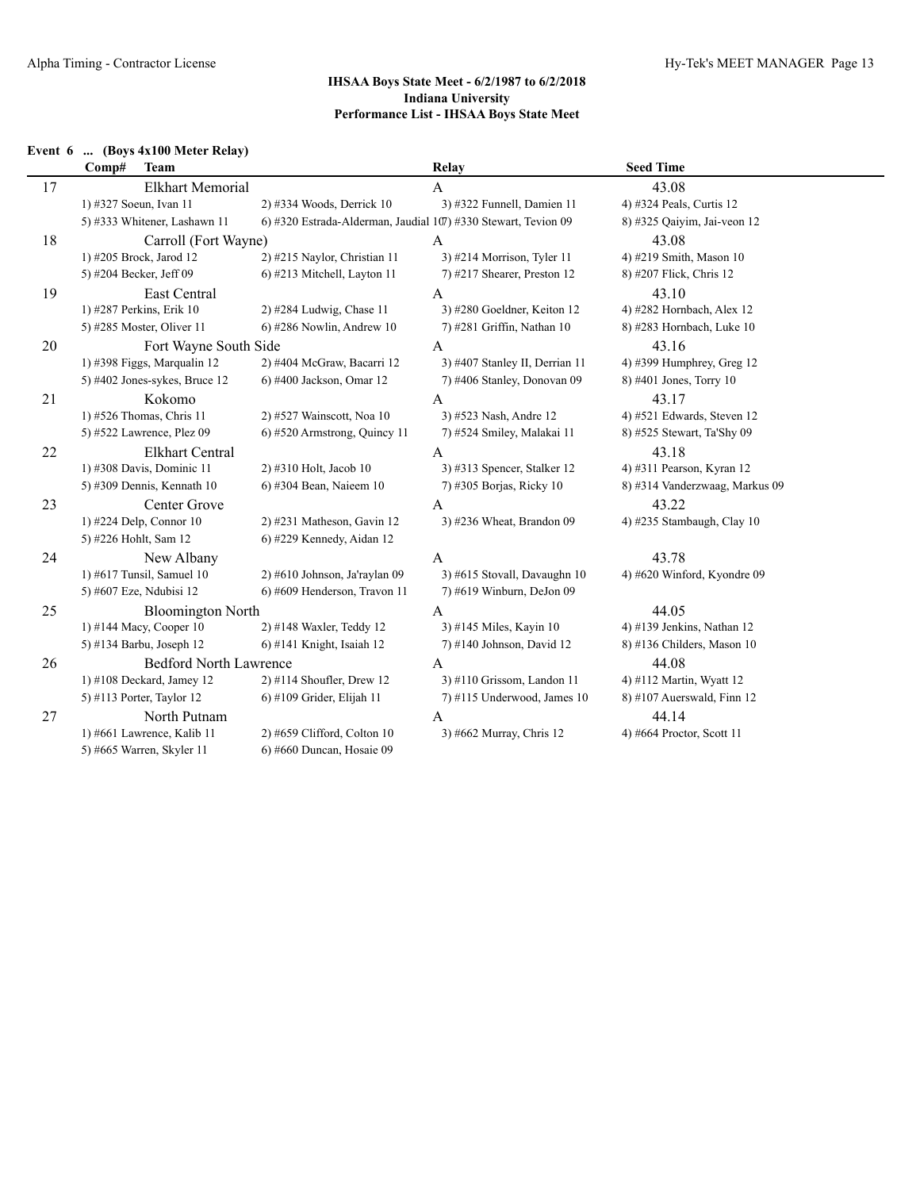**IHSAA Boys State Meet - 6/2/1987 to 6/2/2018**
**Indiana University**
**Performance List - IHSAA Boys State Meet**

**Event 6 ... (Boys 4x100 Meter Relay)**

| Comp# | Team | | Relay | Seed Time |
|---|---|---|---|---|
| 17 | Elkhart Memorial | | A | 43.08 |
| | 1) #327 Soeun, Ivan 11 | 2) #334 Woods, Derrick 10 | 3) #322 Funnell, Damien 11 | 4) #324 Peals, Curtis 12 |
| | 5) #333 Whitener, Lashawn 11 | 6) #320 Estrada-Alderman, Jaudial 10 | 7) #330 Stewart, Tevion 09 | 8) #325 Qaiyim, Jai-veon 12 |
| 18 | Carroll (Fort Wayne) | | A | 43.08 |
| | 1) #205 Brock, Jarod 12 | 2) #215 Naylor, Christian 11 | 3) #214 Morrison, Tyler 11 | 4) #219 Smith, Mason 10 |
| | 5) #204 Becker, Jeff 09 | 6) #213 Mitchell, Layton 11 | 7) #217 Shearer, Preston 12 | 8) #207 Flick, Chris 12 |
| 19 | East Central | | A | 43.10 |
| | 1) #287 Perkins, Erik 10 | 2) #284 Ludwig, Chase 11 | 3) #280 Goeldner, Keiton 12 | 4) #282 Hornbach, Alex 12 |
| | 5) #285 Moster, Oliver 11 | 6) #286 Nowlin, Andrew 10 | 7) #281 Griffin, Nathan 10 | 8) #283 Hornbach, Luke 10 |
| 20 | Fort Wayne South Side | | A | 43.16 |
| | 1) #398 Figgs, Marqualin 12 | 2) #404 McGraw, Bacarri 12 | 3) #407 Stanley II, Derrian 11 | 4) #399 Humphrey, Greg 12 |
| | 5) #402 Jones-sykes, Bruce 12 | 6) #400 Jackson, Omar 12 | 7) #406 Stanley, Donovan 09 | 8) #401 Jones, Torry 10 |
| 21 | Kokomo | | A | 43.17 |
| | 1) #526 Thomas, Chris 11 | 2) #527 Wainscott, Noa 10 | 3) #523 Nash, Andre 12 | 4) #521 Edwards, Steven 12 |
| | 5) #522 Lawrence, Plez 09 | 6) #520 Armstrong, Quincy 11 | 7) #524 Smiley, Malakai 11 | 8) #525 Stewart, Ta'Shy 09 |
| 22 | Elkhart Central | | A | 43.18 |
| | 1) #308 Davis, Dominic 11 | 2) #310 Holt, Jacob 10 | 3) #313 Spencer, Stalker 12 | 4) #311 Pearson, Kyran 12 |
| | 5) #309 Dennis, Kennath 10 | 6) #304 Bean, Naieem 10 | 7) #305 Borjas, Ricky 10 | 8) #314 Vanderzwaag, Markus 09 |
| 23 | Center Grove | | A | 43.22 |
| | 1) #224 Delp, Connor 10 | 2) #231 Matheson, Gavin 12 | 3) #236 Wheat, Brandon 09 | 4) #235 Stambaugh, Clay 10 |
| | 5) #226 Hohlt, Sam 12 | 6) #229 Kennedy, Aidan 12 | | |
| 24 | New Albany | | A | 43.78 |
| | 1) #617 Tunsil, Samuel 10 | 2) #610 Johnson, Ja'raylan 09 | 3) #615 Stovall, Davaughn 10 | 4) #620 Winford, Kyondre 09 |
| | 5) #607 Eze, Ndubisi 12 | 6) #609 Henderson, Travon 11 | 7) #619 Winburn, DeJon 09 | |
| 25 | Bloomington North | | A | 44.05 |
| | 1) #144 Macy, Cooper 10 | 2) #148 Waxler, Teddy 12 | 3) #145 Miles, Kayin 10 | 4) #139 Jenkins, Nathan 12 |
| | 5) #134 Barbu, Joseph 12 | 6) #141 Knight, Isaiah 12 | 7) #140 Johnson, David 12 | 8) #136 Childers, Mason 10 |
| 26 | Bedford North Lawrence | | A | 44.08 |
| | 1) #108 Deckard, Jamey 12 | 2) #114 Shoufler, Drew 12 | 3) #110 Grissom, Landon 11 | 4) #112 Martin, Wyatt 12 |
| | 5) #113 Porter, Taylor 12 | 6) #109 Grider, Elijah 11 | 7) #115 Underwood, James 10 | 8) #107 Auerswald, Finn 12 |
| 27 | North Putnam | | A | 44.14 |
| | 1) #661 Lawrence, Kalib 11 | 2) #659 Clifford, Colton 10 | 3) #662 Murray, Chris 12 | 4) #664 Proctor, Scott 11 |
| | 5) #665 Warren, Skyler 11 | 6) #660 Duncan, Hosaie 09 | | |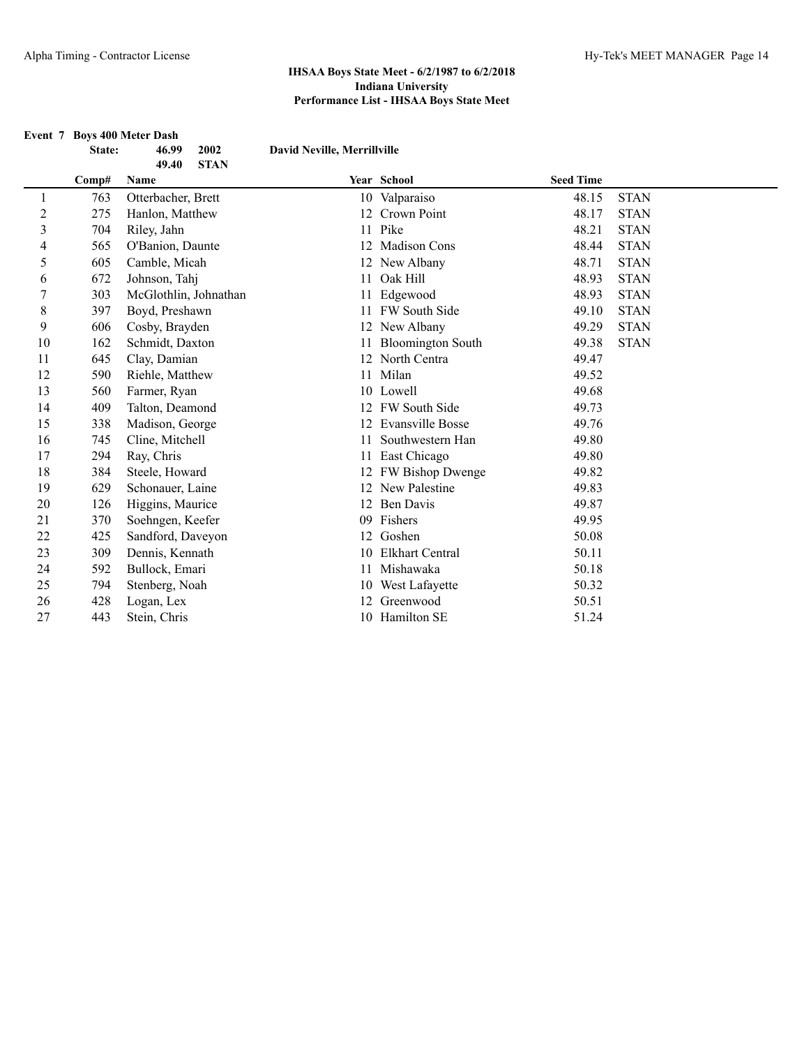## IHSAA Boys State Meet - 6/2/1987 to 6/2/2018
## Indiana University
## Performance List - IHSAA Boys State Meet

**Event 7 Boys 400 Meter Dash**

**State: 46.99 2002 David Neville, Merrillville**
**49.40 STAN**

| | Comp# | Name | Year | School | Seed Time | |
|---|---|---|---|---|---|---|
| 1 | 763 | Otterbacher, Brett | 10 | Valparaiso | 48.15 | STAN |
| 2 | 275 | Hanlon, Matthew | 12 | Crown Point | 48.17 | STAN |
| 3 | 704 | Riley, Jahn | 11 | Pike | 48.21 | STAN |
| 4 | 565 | O'Banion, Daunte | 12 | Madison Cons | 48.44 | STAN |
| 5 | 605 | Camble, Micah | 12 | New Albany | 48.71 | STAN |
| 6 | 672 | Johnson, Tahj | 11 | Oak Hill | 48.93 | STAN |
| 7 | 303 | McGlothlin, Johnathan | 11 | Edgewood | 48.93 | STAN |
| 8 | 397 | Boyd, Preshawn | 11 | FW South Side | 49.10 | STAN |
| 9 | 606 | Cosby, Brayden | 12 | New Albany | 49.29 | STAN |
| 10 | 162 | Schmidt, Daxton | 11 | Bloomington South | 49.38 | STAN |
| 11 | 645 | Clay, Damian | 12 | North Centra | 49.47 | |
| 12 | 590 | Riehle, Matthew | 11 | Milan | 49.52 | |
| 13 | 560 | Farmer, Ryan | 10 | Lowell | 49.68 | |
| 14 | 409 | Talton, Deamond | 12 | FW South Side | 49.73 | |
| 15 | 338 | Madison, George | 12 | Evansville Bosse | 49.76 | |
| 16 | 745 | Cline, Mitchell | 11 | Southwestern Han | 49.80 | |
| 17 | 294 | Ray, Chris | 11 | East Chicago | 49.80 | |
| 18 | 384 | Steele, Howard | 12 | FW Bishop Dwenge | 49.82 | |
| 19 | 629 | Schonauer, Laine | 12 | New Palestine | 49.83 | |
| 20 | 126 | Higgins, Maurice | 12 | Ben Davis | 49.87 | |
| 21 | 370 | Soehngen, Keefer | 09 | Fishers | 49.95 | |
| 22 | 425 | Sandford, Daveyon | 12 | Goshen | 50.08 | |
| 23 | 309 | Dennis, Kennath | 10 | Elkhart Central | 50.11 | |
| 24 | 592 | Bullock, Emari | 11 | Mishawaka | 50.18 | |
| 25 | 794 | Stenberg, Noah | 10 | West Lafayette | 50.32 | |
| 26 | 428 | Logan, Lex | 12 | Greenwood | 50.51 | |
| 27 | 443 | Stein, Chris | 10 | Hamilton SE | 51.24 | |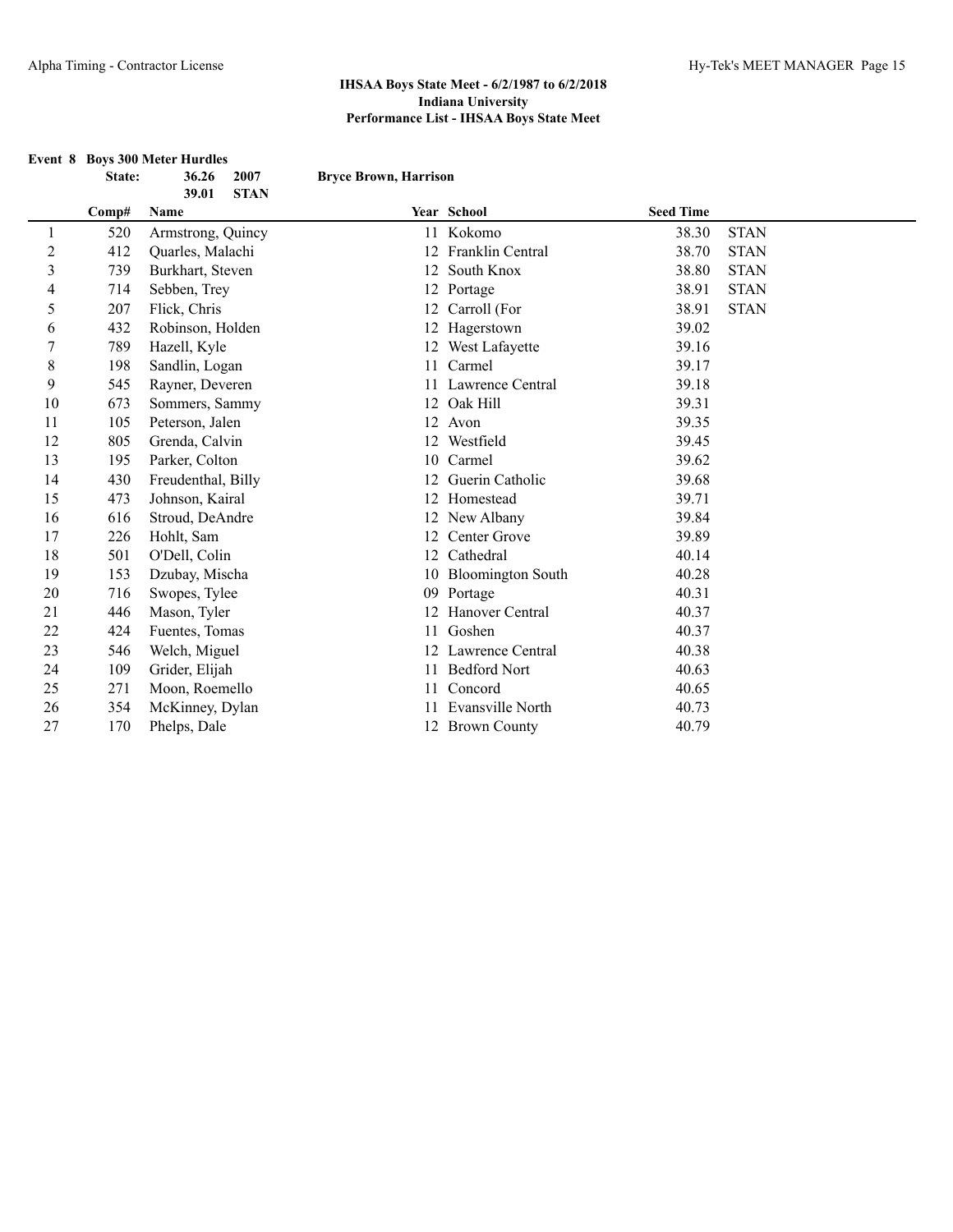## IHSAA Boys State Meet - 6/2/1987 to 6/2/2018
## Indiana University
## Performance List - IHSAA Boys State Meet

**Event 8 Boys 300 Meter Hurdles**

**State:** 36.26 2007 **Bryce Brown, Harrison**
39.01 **STAN**

| | Comp# | Name | Year | School | Seed Time | |
|---|---|---|---|---|---|---|
| 1 | 520 | Armstrong, Quincy | 11 | Kokomo | 38.30 | STAN |
| 2 | 412 | Quarles, Malachi | 12 | Franklin Central | 38.70 | STAN |
| 3 | 739 | Burkhart, Steven | 12 | South Knox | 38.80 | STAN |
| 4 | 714 | Sebben, Trey | 12 | Portage | 38.91 | STAN |
| 5 | 207 | Flick, Chris | 12 | Carroll (For | 38.91 | STAN |
| 6 | 432 | Robinson, Holden | 12 | Hagerstown | 39.02 | |
| 7 | 789 | Hazell, Kyle | 12 | West Lafayette | 39.16 | |
| 8 | 198 | Sandlin, Logan | 11 | Carmel | 39.17 | |
| 9 | 545 | Rayner, Deveren | 11 | Lawrence Central | 39.18 | |
| 10 | 673 | Sommers, Sammy | 12 | Oak Hill | 39.31 | |
| 11 | 105 | Peterson, Jalen | 12 | Avon | 39.35 | |
| 12 | 805 | Grenda, Calvin | 12 | Westfield | 39.45 | |
| 13 | 195 | Parker, Colton | 10 | Carmel | 39.62 | |
| 14 | 430 | Freudenthal, Billy | 12 | Guerin Catholic | 39.68 | |
| 15 | 473 | Johnson, Kairal | 12 | Homestead | 39.71 | |
| 16 | 616 | Stroud, DeAndre | 12 | New Albany | 39.84 | |
| 17 | 226 | Hohlt, Sam | 12 | Center Grove | 39.89 | |
| 18 | 501 | O'Dell, Colin | 12 | Cathedral | 40.14 | |
| 19 | 153 | Dzubay, Mischa | 10 | Bloomington South | 40.28 | |
| 20 | 716 | Swopes, Tylee | 09 | Portage | 40.31 | |
| 21 | 446 | Mason, Tyler | 12 | Hanover Central | 40.37 | |
| 22 | 424 | Fuentes, Tomas | 11 | Goshen | 40.37 | |
| 23 | 546 | Welch, Miguel | 12 | Lawrence Central | 40.38 | |
| 24 | 109 | Grider, Elijah | 11 | Bedford Nort | 40.63 | |
| 25 | 271 | Moon, Roemello | 11 | Concord | 40.65 | |
| 26 | 354 | McKinney, Dylan | 11 | Evansville North | 40.73 | |
| 27 | 170 | Phelps, Dale | 12 | Brown County | 40.79 | |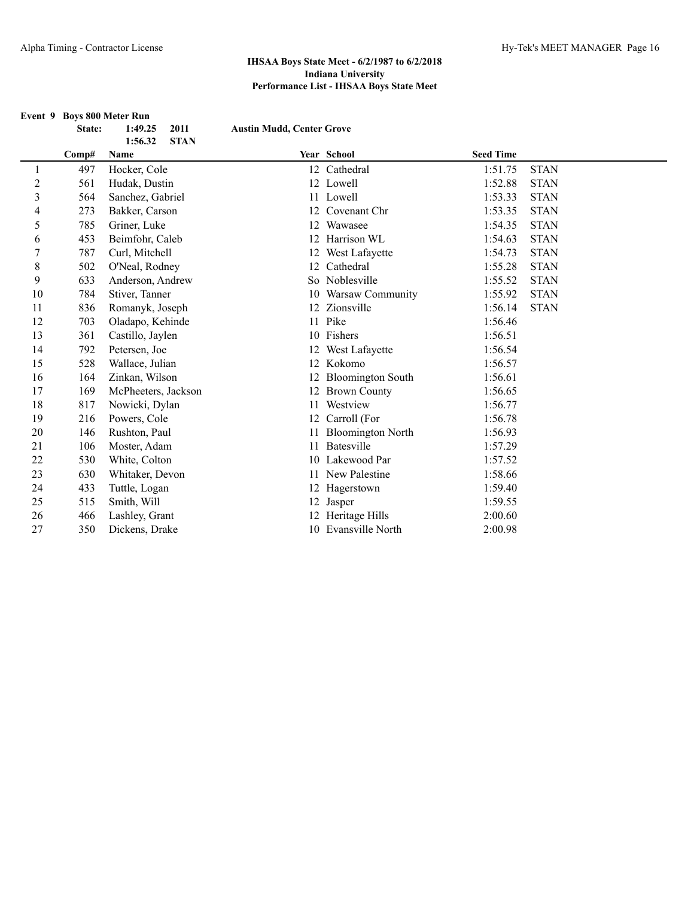**IHSAA Boys State Meet - 6/2/1987 to 6/2/2018**
**Indiana University**
**Performance List - IHSAA Boys State Meet**

**Event 9 Boys 800 Meter Run**

**State: 1:49.25 2011 Austin Mudd, Center Grove**
**1:56.32 STAN**

| | Comp# | Name | Year | School | Seed Time | |
|---|---|---|---|---|---|---|
| 1 | 497 | Hocker, Cole | 12 | Cathedral | 1:51.75 | STAN |
| 2 | 561 | Hudak, Dustin | 12 | Lowell | 1:52.88 | STAN |
| 3 | 564 | Sanchez, Gabriel | 11 | Lowell | 1:53.33 | STAN |
| 4 | 273 | Bakker, Carson | 12 | Covenant Chr | 1:53.35 | STAN |
| 5 | 785 | Griner, Luke | 12 | Wawasee | 1:54.35 | STAN |
| 6 | 453 | Beimfohr, Caleb | 12 | Harrison WL | 1:54.63 | STAN |
| 7 | 787 | Curl, Mitchell | 12 | West Lafayette | 1:54.73 | STAN |
| 8 | 502 | O'Neal, Rodney | 12 | Cathedral | 1:55.28 | STAN |
| 9 | 633 | Anderson, Andrew | So | Noblesville | 1:55.52 | STAN |
| 10 | 784 | Stiver, Tanner | 10 | Warsaw Community | 1:55.92 | STAN |
| 11 | 836 | Romanyk, Joseph | 12 | Zionsville | 1:56.14 | STAN |
| 12 | 703 | Oladapo, Kehinde | 11 | Pike | 1:56.46 | |
| 13 | 361 | Castillo, Jaylen | 10 | Fishers | 1:56.51 | |
| 14 | 792 | Petersen, Joe | 12 | West Lafayette | 1:56.54 | |
| 15 | 528 | Wallace, Julian | 12 | Kokomo | 1:56.57 | |
| 16 | 164 | Zinkan, Wilson | 12 | Bloomington South | 1:56.61 | |
| 17 | 169 | McPheeters, Jackson | 12 | Brown County | 1:56.65 | |
| 18 | 817 | Nowicki, Dylan | 11 | Westview | 1:56.77 | |
| 19 | 216 | Powers, Cole | 12 | Carroll (For | 1:56.78 | |
| 20 | 146 | Rushton, Paul | 11 | Bloomington North | 1:56.93 | |
| 21 | 106 | Moster, Adam | 11 | Batesville | 1:57.29 | |
| 22 | 530 | White, Colton | 10 | Lakewood Par | 1:57.52 | |
| 23 | 630 | Whitaker, Devon | 11 | New Palestine | 1:58.66 | |
| 24 | 433 | Tuttle, Logan | 12 | Hagerstown | 1:59.40 | |
| 25 | 515 | Smith, Will | 12 | Jasper | 1:59.55 | |
| 26 | 466 | Lashley, Grant | 12 | Heritage Hills | 2:00.60 | |
| 27 | 350 | Dickens, Drake | 10 | Evansville North | 2:00.98 | |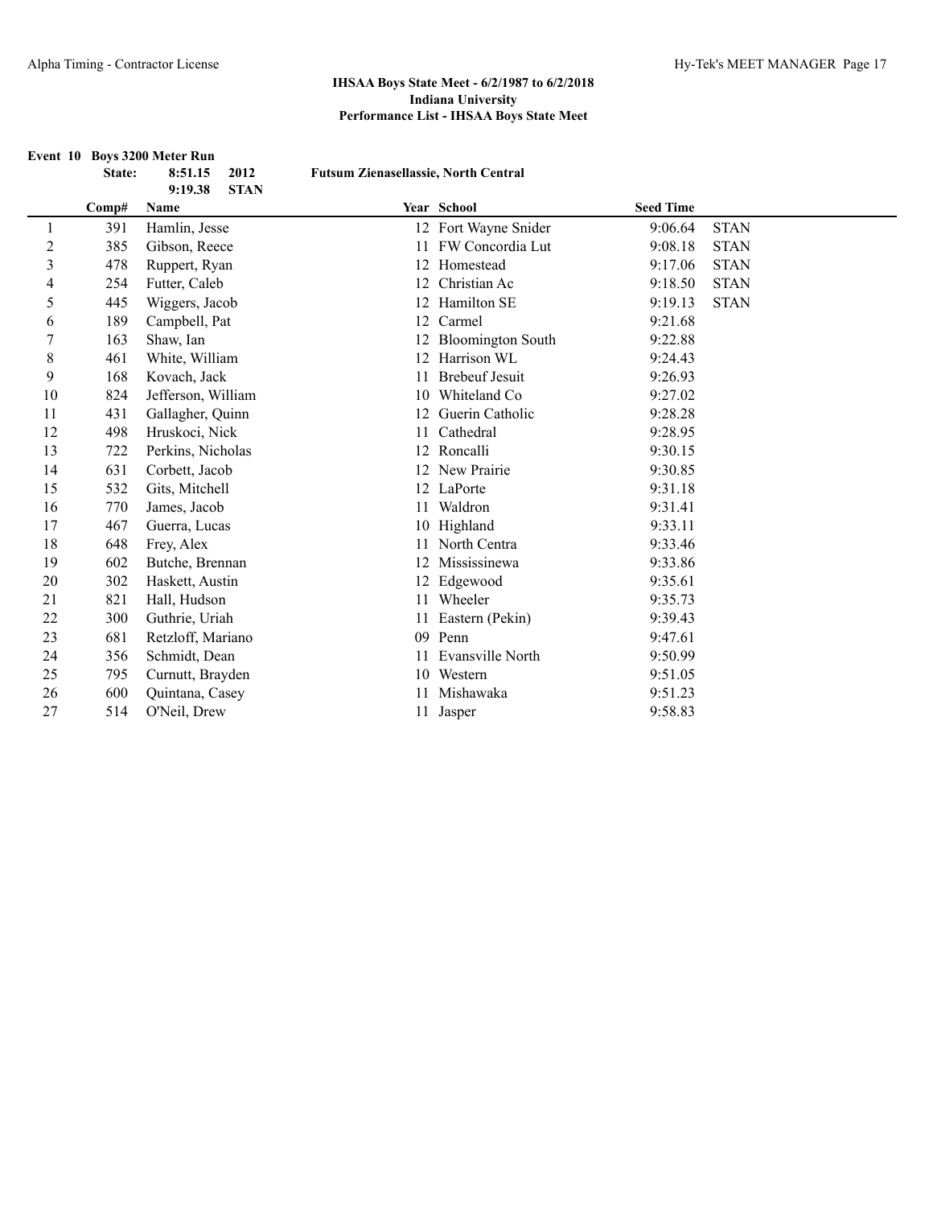**IHSAA Boys State Meet - 6/2/1987 to 6/2/2018**
**Indiana University**
**Performance List - IHSAA Boys State Meet**

**Event 10 Boys 3200 Meter Run**

| | | | | |
|---|---|---|---|---|
| State: | 8:51.15 | 2012 | Futsum Zienasellassie, North Central | |
| | 9:19.38 | STAN | | |

| | Comp# | Name | Year | School | Seed Time | |
|---|---|---|---|---|---|---|
| 1 | 391 | Hamlin, Jesse | 12 | Fort Wayne Snider | 9:06.64 | STAN |
| 2 | 385 | Gibson, Reece | 11 | FW Concordia Lut | 9:08.18 | STAN |
| 3 | 478 | Ruppert, Ryan | 12 | Homestead | 9:17.06 | STAN |
| 4 | 254 | Futter, Caleb | 12 | Christian Ac | 9:18.50 | STAN |
| 5 | 445 | Wiggers, Jacob | 12 | Hamilton SE | 9:19.13 | STAN |
| 6 | 189 | Campbell, Pat | 12 | Carmel | 9:21.68 | |
| 7 | 163 | Shaw, Ian | 12 | Bloomington South | 9:22.88 | |
| 8 | 461 | White, William | 12 | Harrison WL | 9:24.43 | |
| 9 | 168 | Kovach, Jack | 11 | Brebeuf Jesuit | 9:26.93 | |
| 10 | 824 | Jefferson, William | 10 | Whiteland Co | 9:27.02 | |
| 11 | 431 | Gallagher, Quinn | 12 | Guerin Catholic | 9:28.28 | |
| 12 | 498 | Hruskoci, Nick | 11 | Cathedral | 9:28.95 | |
| 13 | 722 | Perkins, Nicholas | 12 | Roncalli | 9:30.15 | |
| 14 | 631 | Corbett, Jacob | 12 | New Prairie | 9:30.85 | |
| 15 | 532 | Gits, Mitchell | 12 | LaPorte | 9:31.18 | |
| 16 | 770 | James, Jacob | 11 | Waldron | 9:31.41 | |
| 17 | 467 | Guerra, Lucas | 10 | Highland | 9:33.11 | |
| 18 | 648 | Frey, Alex | 11 | North Centra | 9:33.46 | |
| 19 | 602 | Butche, Brennan | 12 | Mississinewa | 9:33.86 | |
| 20 | 302 | Haskett, Austin | 12 | Edgewood | 9:35.61 | |
| 21 | 821 | Hall, Hudson | 11 | Wheeler | 9:35.73 | |
| 22 | 300 | Guthrie, Uriah | 11 | Eastern (Pekin) | 9:39.43 | |
| 23 | 681 | Retzloff, Mariano | 09 | Penn | 9:47.61 | |
| 24 | 356 | Schmidt, Dean | 11 | Evansville North | 9:50.99 | |
| 25 | 795 | Curnutt, Brayden | 10 | Western | 9:51.05 | |
| 26 | 600 | Quintana, Casey | 11 | Mishawaka | 9:51.23 | |
| 27 | 514 | O'Neil, Drew | 11 | Jasper | 9:58.83 | |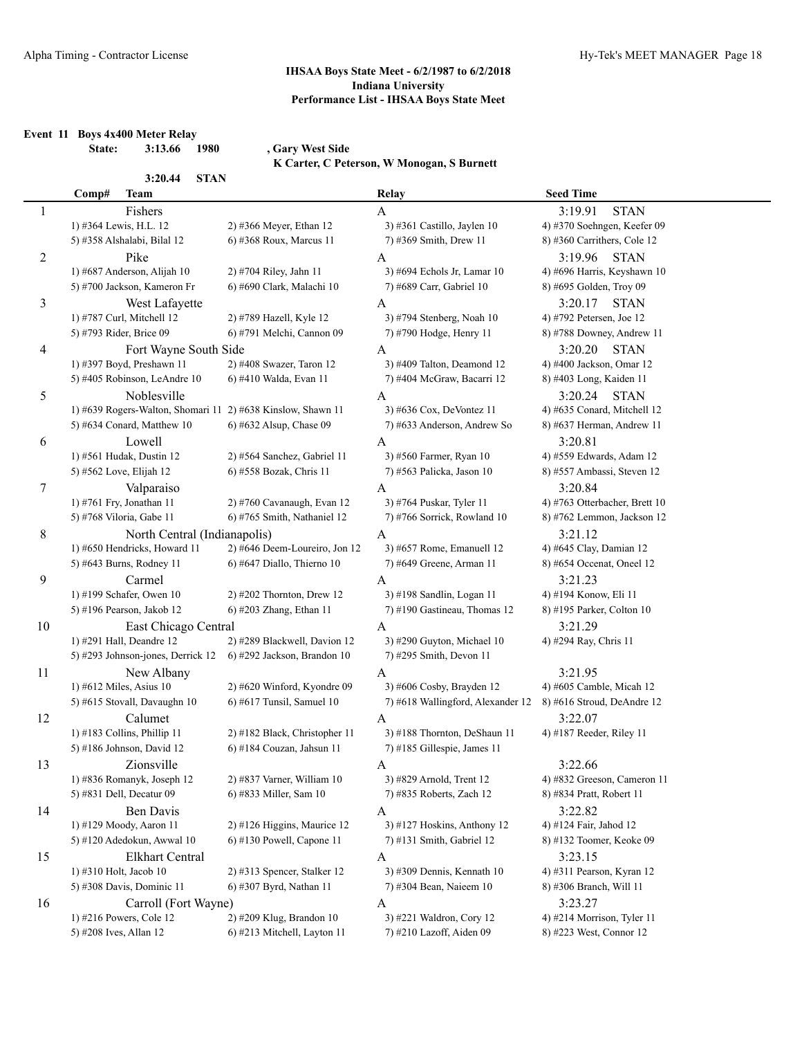**IHSAA Boys State Meet - 6/2/1987 to 6/2/2018**
**Indiana University**
**Performance List - IHSAA Boys State Meet**

**Event 11 Boys 4x400 Meter Relay**

**State: 3:13.66 1980 , Gary West Side**
**K Carter, C Peterson, W Monogan, S Burnett**

**3:20.44 STAN**

| Comp# | Team | | Relay | Seed Time |
|---|---|---|---|---|
| 1 | Fishers | | A | 3:19.91 STAN |
| | 1) #364 Lewis, H.L. 12 | 2) #366 Meyer, Ethan 12 | 3) #361 Castillo, Jaylen 10 | 4) #370 Soehngen, Keefer 09 |
| | 5) #358 Alshalabi, Bilal 12 | 6) #368 Roux, Marcus 11 | 7) #369 Smith, Drew 11 | 8) #360 Carrithers, Cole 12 |
| 2 | Pike | | A | 3:19.96 STAN |
| | 1) #687 Anderson, Alijah 10 | 2) #704 Riley, Jahn 11 | 3) #694 Echols Jr, Lamar 10 | 4) #696 Harris, Keyshawn 10 |
| | 5) #700 Jackson, Kameron Fr | 6) #690 Clark, Malachi 10 | 7) #689 Carr, Gabriel 10 | 8) #695 Golden, Troy 09 |
| 3 | West Lafayette | | A | 3:20.17 STAN |
| | 1) #787 Curl, Mitchell 12 | 2) #789 Hazell, Kyle 12 | 3) #794 Stenberg, Noah 10 | 4) #792 Petersen, Joe 12 |
| | 5) #793 Rider, Brice 09 | 6) #791 Melchi, Cannon 09 | 7) #790 Hodge, Henry 11 | 8) #788 Downey, Andrew 11 |
| 4 | Fort Wayne South Side | | A | 3:20.20 STAN |
| | 1) #397 Boyd, Preshawn 11 | 2) #408 Swazer, Taron 12 | 3) #409 Talton, Deamond 12 | 4) #400 Jackson, Omar 12 |
| | 5) #405 Robinson, LeAndre 10 | 6) #410 Walda, Evan 11 | 7) #404 McGraw, Bacarri 12 | 8) #403 Long, Kaiden 11 |
| 5 | Noblesville | | A | 3:20.24 STAN |
| | 1) #639 Rogers-Walton, Shomari 11 | 2) #638 Kinslow, Shawn 11 | 3) #636 Cox, DeVontez 11 | 4) #635 Conard, Mitchell 12 |
| | 5) #634 Conard, Matthew 10 | 6) #632 Alsup, Chase 09 | 7) #633 Anderson, Andrew So | 8) #637 Herman, Andrew 11 |
| 6 | Lowell | | A | 3:20.81 |
| | 1) #561 Hudak, Dustin 12 | 2) #564 Sanchez, Gabriel 11 | 3) #560 Farmer, Ryan 10 | 4) #559 Edwards, Adam 12 |
| | 5) #562 Love, Elijah 12 | 6) #558 Bozak, Chris 11 | 7) #563 Palicka, Jason 10 | 8) #557 Ambassi, Steven 12 |
| 7 | Valparaiso | | A | 3:20.84 |
| | 1) #761 Fry, Jonathan 11 | 2) #760 Cavanaugh, Evan 12 | 3) #764 Puskar, Tyler 11 | 4) #763 Otterbacher, Brett 10 |
| | 5) #768 Viloria, Gabe 11 | 6) #765 Smith, Nathaniel 12 | 7) #766 Sorrick, Rowland 10 | 8) #762 Lemmon, Jackson 12 |
| 8 | North Central (Indianapolis) | | A | 3:21.12 |
| | 1) #650 Hendricks, Howard 11 | 2) #646 Deem-Loureiro, Jon 12 | 3) #657 Rome, Emanuell 12 | 4) #645 Clay, Damian 12 |
| | 5) #643 Burns, Rodney 11 | 6) #647 Diallo, Thierno 10 | 7) #649 Greene, Arman 11 | 8) #654 Occenat, Oneel 12 |
| 9 | Carmel | | A | 3:21.23 |
| | 1) #199 Schafer, Owen 10 | 2) #202 Thornton, Drew 12 | 3) #198 Sandlin, Logan 11 | 4) #194 Konow, Eli 11 |
| | 5) #196 Pearson, Jakob 12 | 6) #203 Zhang, Ethan 11 | 7) #190 Gastineau, Thomas 12 | 8) #195 Parker, Colton 10 |
| 10 | East Chicago Central | | A | 3:21.29 |
| | 1) #291 Hall, Deandre 12 | 2) #289 Blackwell, Davion 12 | 3) #290 Guyton, Michael 10 | 4) #294 Ray, Chris 11 |
| | 5) #293 Johnson-jones, Derrick 12 | 6) #292 Jackson, Brandon 10 | 7) #295 Smith, Devon 11 | |
| 11 | New Albany | | A | 3:21.95 |
| | 1) #612 Miles, Asius 10 | 2) #620 Winford, Kyondre 09 | 3) #606 Cosby, Brayden 12 | 4) #605 Camble, Micah 12 |
| | 5) #615 Stovall, Davaughn 10 | 6) #617 Tunsil, Samuel 10 | 7) #618 Wallingford, Alexander 12 | 8) #616 Stroud, DeAndre 12 |
| 12 | Calumet | | A | 3:22.07 |
| | 1) #183 Collins, Phillip 11 | 2) #182 Black, Christopher 11 | 3) #188 Thornton, DeShaun 11 | 4) #187 Reeder, Riley 11 |
| | 5) #186 Johnson, David 12 | 6) #184 Couzan, Jahsun 11 | 7) #185 Gillespie, James 11 | |
| 13 | Zionsville | | A | 3:22.66 |
| | 1) #836 Romanyk, Joseph 12 | 2) #837 Varner, William 10 | 3) #829 Arnold, Trent 12 | 4) #832 Greeson, Cameron 11 |
| | 5) #831 Dell, Decatur 09 | 6) #833 Miller, Sam 10 | 7) #835 Roberts, Zach 12 | 8) #834 Pratt, Robert 11 |
| 14 | Ben Davis | | A | 3:22.82 |
| | 1) #129 Moody, Aaron 11 | 2) #126 Higgins, Maurice 12 | 3) #127 Hoskins, Anthony 12 | 4) #124 Fair, Jahod 12 |
| | 5) #120 Adedokun, Awwal 10 | 6) #130 Powell, Capone 11 | 7) #131 Smith, Gabriel 12 | 8) #132 Toomer, Keoke 09 |
| 15 | Elkhart Central | | A | 3:23.15 |
| | 1) #310 Holt, Jacob 10 | 2) #313 Spencer, Stalker 12 | 3) #309 Dennis, Kennath 10 | 4) #311 Pearson, Kyran 12 |
| | 5) #308 Davis, Dominic 11 | 6) #307 Byrd, Nathan 11 | 7) #304 Bean, Naieem 10 | 8) #306 Branch, Will 11 |
| 16 | Carroll (Fort Wayne) | | A | 3:23.27 |
| | 1) #216 Powers, Cole 12 | 2) #209 Klug, Brandon 10 | 3) #221 Waldron, Cory 12 | 4) #214 Morrison, Tyler 11 |
| | 5) #208 Ives, Allan 12 | 6) #213 Mitchell, Layton 11 | 7) #210 Lazoff, Aiden 09 | 8) #223 West, Connor 12 |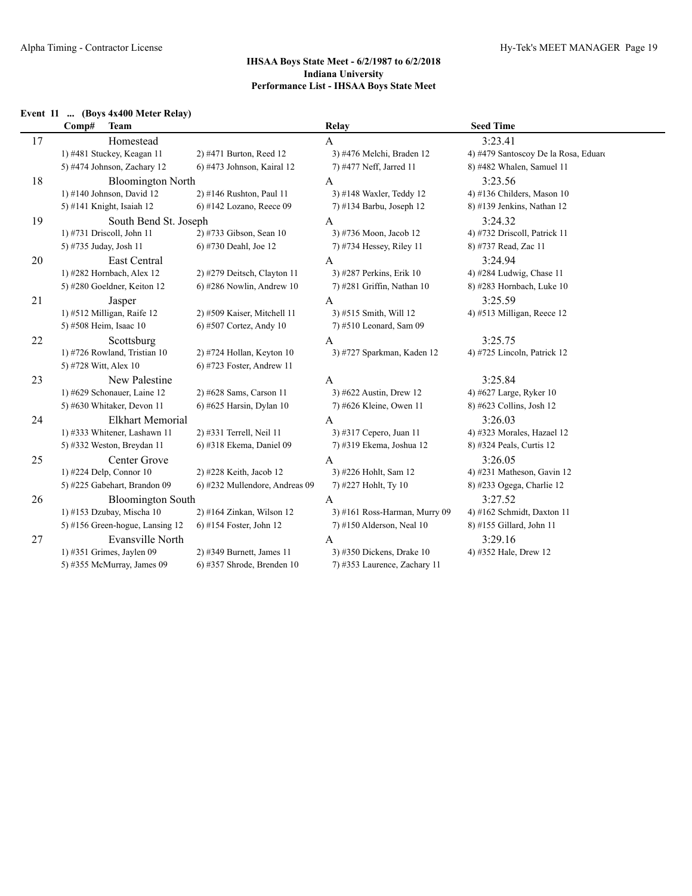# IHSAA Boys State Meet - 6/2/1987 to 6/2/2018
## Indiana University
## Performance List - IHSAA Boys State Meet

**Event 11 ... (Boys 4x400 Meter Relay)**

| Comp# | Team | | Relay | Seed Time |
|---|---|---|---|---|
| 17 | Homestead | | A | 3:23.41 |
| | 1) #481 Stuckey, Keagan 11 | 2) #471 Burton, Reed 12 | 3) #476 Melchi, Braden 12 | 4) #479 Santoscoy De la Rosa, Eduard |
| | 5) #474 Johnson, Zachary 12 | 6) #473 Johnson, Kairal 12 | 7) #477 Neff, Jarred 11 | 8) #482 Whalen, Samuel 11 |
| 18 | Bloomington North | | A | 3:23.56 |
| | 1) #140 Johnson, David 12 | 2) #146 Rushton, Paul 11 | 3) #148 Waxler, Teddy 12 | 4) #136 Childers, Mason 10 |
| | 5) #141 Knight, Isaiah 12 | 6) #142 Lozano, Reece 09 | 7) #134 Barbu, Joseph 12 | 8) #139 Jenkins, Nathan 12 |
| 19 | South Bend St. Joseph | | A | 3:24.32 |
| | 1) #731 Driscoll, John 11 | 2) #733 Gibson, Sean 10 | 3) #736 Moon, Jacob 12 | 4) #732 Driscoll, Patrick 11 |
| | 5) #735 Juday, Josh 11 | 6) #730 Deahl, Joe 12 | 7) #734 Hessey, Riley 11 | 8) #737 Read, Zac 11 |
| 20 | East Central | | A | 3:24.94 |
| | 1) #282 Hornbach, Alex 12 | 2) #279 Deitsch, Clayton 11 | 3) #287 Perkins, Erik 10 | 4) #284 Ludwig, Chase 11 |
| | 5) #280 Goeldner, Keiton 12 | 6) #286 Nowlin, Andrew 10 | 7) #281 Griffin, Nathan 10 | 8) #283 Hornbach, Luke 10 |
| 21 | Jasper | | A | 3:25.59 |
| | 1) #512 Milligan, Raife 12 | 2) #509 Kaiser, Mitchell 11 | 3) #515 Smith, Will 12 | 4) #513 Milligan, Reece 12 |
| | 5) #508 Heim, Isaac 10 | 6) #507 Cortez, Andy 10 | 7) #510 Leonard, Sam 09 | |
| 22 | Scottsburg | | A | 3:25.75 |
| | 1) #726 Rowland, Tristian 10 | 2) #724 Hollan, Keyton 10 | 3) #727 Sparkman, Kaden 12 | 4) #725 Lincoln, Patrick 12 |
| | 5) #728 Witt, Alex 10 | 6) #723 Foster, Andrew 11 | | |
| 23 | New Palestine | | A | 3:25.84 |
| | 1) #629 Schonauer, Laine 12 | 2) #628 Sams, Carson 11 | 3) #622 Austin, Drew 12 | 4) #627 Large, Ryker 10 |
| | 5) #630 Whitaker, Devon 11 | 6) #625 Harsin, Dylan 10 | 7) #626 Kleine, Owen 11 | 8) #623 Collins, Josh 12 |
| 24 | Elkhart Memorial | | A | 3:26.03 |
| | 1) #333 Whitener, Lashawn 11 | 2) #331 Terrell, Neil 11 | 3) #317 Cepero, Juan 11 | 4) #323 Morales, Hazael 12 |
| | 5) #332 Weston, Breydan 11 | 6) #318 Ekema, Daniel 09 | 7) #319 Ekema, Joshua 12 | 8) #324 Peals, Curtis 12 |
| 25 | Center Grove | | A | 3:26.05 |
| | 1) #224 Delp, Connor 10 | 2) #228 Keith, Jacob 12 | 3) #226 Hohlt, Sam 12 | 4) #231 Matheson, Gavin 12 |
| | 5) #225 Gabehart, Brandon 09 | 6) #232 Mullendore, Andreas 09 | 7) #227 Hohlt, Ty 10 | 8) #233 Ogega, Charlie 12 |
| 26 | Bloomington South | | A | 3:27.52 |
| | 1) #153 Dzubay, Mischa 10 | 2) #164 Zinkan, Wilson 12 | 3) #161 Ross-Harman, Murry 09 | 4) #162 Schmidt, Daxton 11 |
| | 5) #156 Green-hogue, Lansing 12 | 6) #154 Foster, John 12 | 7) #150 Alderson, Neal 10 | 8) #155 Gillard, John 11 |
| 27 | Evansville North | | A | 3:29.16 |
| | 1) #351 Grimes, Jaylen 09 | 2) #349 Burnett, James 11 | 3) #350 Dickens, Drake 10 | 4) #352 Hale, Drew 12 |
| | 5) #355 McMurray, James 09 | 6) #357 Shrode, Brenden 10 | 7) #353 Laurence, Zachary 11 | |